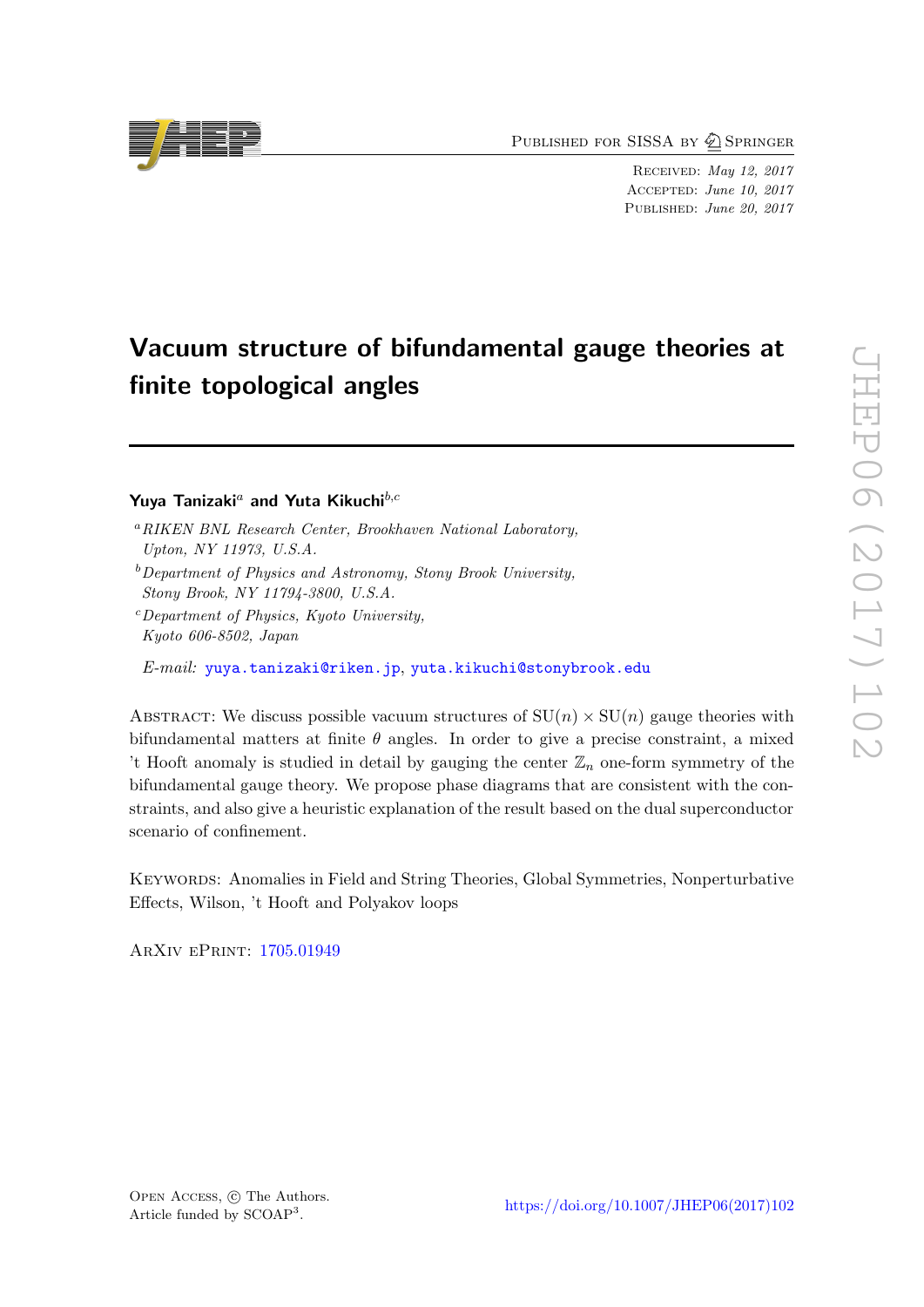# Vacuum structure of bifundamental gauge theories at finite topological angles

**Yuya Tanizaki**[a] **and Yuta Kikuchi**[b,c]

[a] *RIKEN BNL Research Center, Brookhaven National Laboratory, Upton, NY 11973, U.S.A.*

[b] *Department of Physics and Astronomy, Stony Brook University, Stony Brook, NY 11794-3800, U.S.A.*

[c] *Department of Physics, Kyoto University, Kyoto 606-8502, Japan*

*E-mail:* yuya.tanizaki@riken.jp, yuta.kikuchi@stonybrook.edu

Abstract: We discuss possible vacuum structures of $\mathrm{SU}(n)\times\mathrm{SU}(n)$ gauge theories with bifundamental matters at finite $\theta$ angles. In order to give a precise constraint, a mixed 't Hooft anomaly is studied in detail by gauging the center $\mathbb{Z}_n$ one-form symmetry of the bifundamental gauge theory. We propose phase diagrams that are consistent with the constraints, and also give a heuristic explanation of the result based on the dual superconductor scenario of confinement.

Keywords: Anomalies in Field and String Theories, Global Symmetries, Nonperturbative Effects, Wilson, 't Hooft and Polyakov loops

ArXiv ePrint: 1705.01949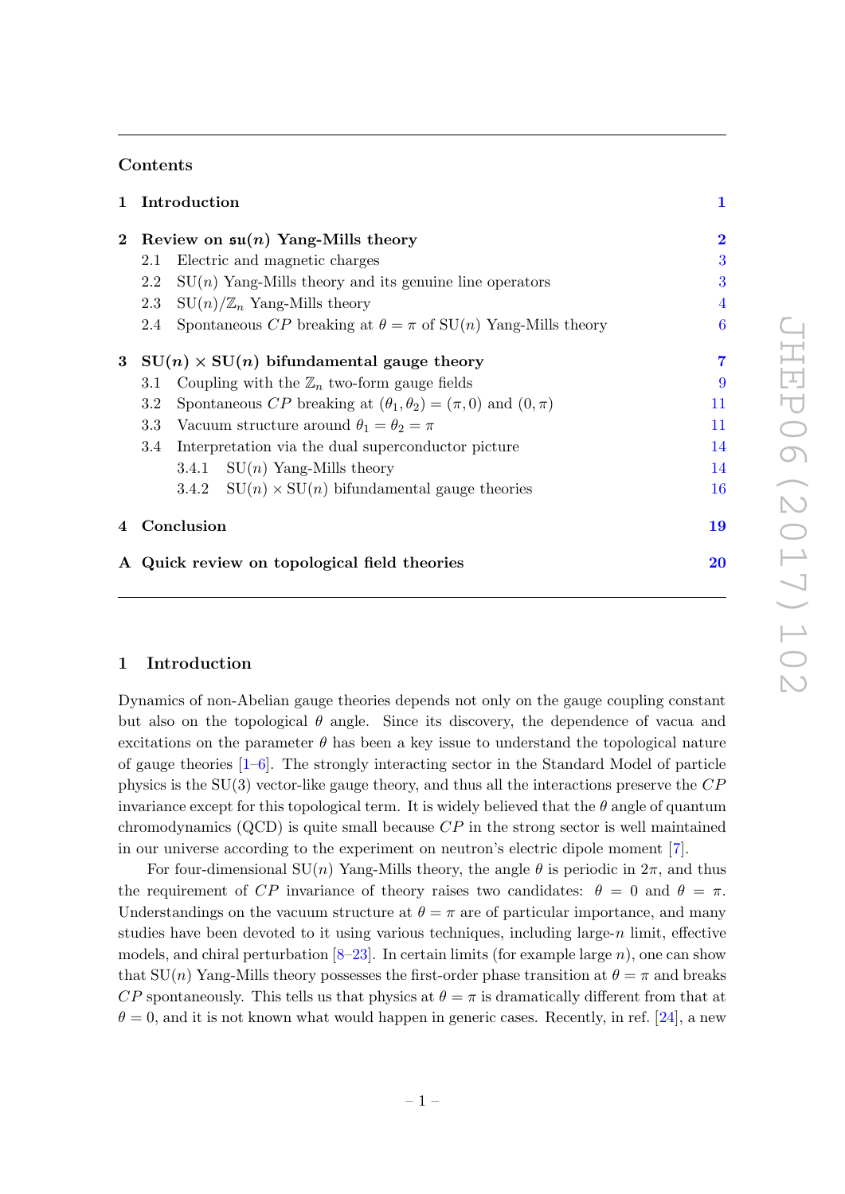## Contents

- 1 Introduction — 1
- 2 Review on $\mathfrak{su}(n)$ Yang-Mills theory — 2
  - 2.1 Electric and magnetic charges — 3
  - 2.2 SU($n$) Yang-Mills theory and its genuine line operators — 3
  - 2.3 SU($n$)/$\mathbb{Z}_n$ Yang-Mills theory — 4
  - 2.4 Spontaneous $CP$ breaking at $\theta = \pi$ of SU($n$) Yang-Mills theory — 6
- 3 SU($n$) $\times$ SU($n$) bifundamental gauge theory — 7
  - 3.1 Coupling with the $\mathbb{Z}_n$ two-form gauge fields — 9
  - 3.2 Spontaneous $CP$ breaking at $(\theta_1, \theta_2) = (\pi, 0)$ and $(0, \pi)$ — 11
  - 3.3 Vacuum structure around $\theta_1 = \theta_2 = \pi$ — 11
  - 3.4 Interpretation via the dual superconductor picture — 14
    - 3.4.1 SU($n$) Yang-Mills theory — 14
    - 3.4.2 SU($n$) $\times$ SU($n$) bifundamental gauge theories — 16
- 4 Conclusion — 19
- A Quick review on topological field theories — 20

## 1 Introduction

Dynamics of non-Abelian gauge theories depends not only on the gauge coupling constant but also on the topological $\theta$ angle. Since its discovery, the dependence of vacua and excitations on the parameter $\theta$ has been a key issue to understand the topological nature of gauge theories [1–6]. The strongly interacting sector in the Standard Model of particle physics is the SU(3) vector-like gauge theory, and thus all the interactions preserve the $CP$ invariance except for this topological term. It is widely believed that the $\theta$ angle of quantum chromodynamics (QCD) is quite small because $CP$ in the strong sector is well maintained in our universe according to the experiment on neutron's electric dipole moment [7].

For four-dimensional SU($n$) Yang-Mills theory, the angle $\theta$ is periodic in $2\pi$, and thus the requirement of $CP$ invariance of theory raises two candidates: $\theta = 0$ and $\theta = \pi$. Understandings on the vacuum structure at $\theta = \pi$ are of particular importance, and many studies have been devoted to it using various techniques, including large-$n$ limit, effective models, and chiral perturbation [8–23]. In certain limits (for example large $n$), one can show that SU($n$) Yang-Mills theory possesses the first-order phase transition at $\theta = \pi$ and breaks $CP$ spontaneously. This tells us that physics at $\theta = \pi$ is dramatically different from that at $\theta = 0$, and it is not known what would happen in generic cases. Recently, in ref. [24], a new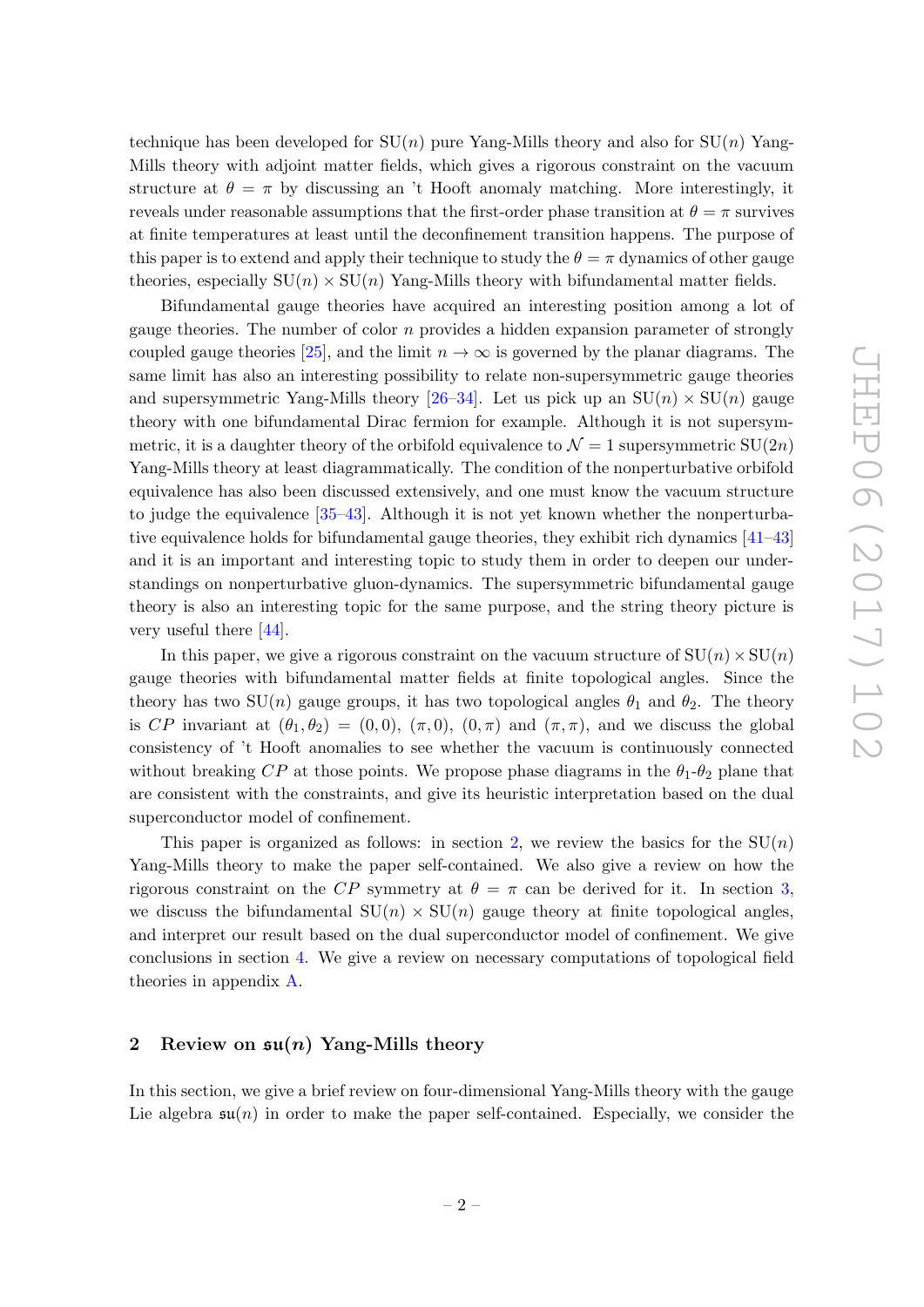technique has been developed for $\mathrm{SU}(n)$ pure Yang-Mills theory and also for $\mathrm{SU}(n)$ Yang-Mills theory with adjoint matter fields, which gives a rigorous constraint on the vacuum structure at $\theta = \pi$ by discussing an 't Hooft anomaly matching. More interestingly, it reveals under reasonable assumptions that the first-order phase transition at $\theta = \pi$ survives at finite temperatures at least until the deconfinement transition happens. The purpose of this paper is to extend and apply their technique to study the $\theta = \pi$ dynamics of other gauge theories, especially $\mathrm{SU}(n) \times \mathrm{SU}(n)$ Yang-Mills theory with bifundamental matter fields.

Bifundamental gauge theories have acquired an interesting position among a lot of gauge theories. The number of color $n$ provides a hidden expansion parameter of strongly coupled gauge theories [25], and the limit $n \to \infty$ is governed by the planar diagrams. The same limit has also an interesting possibility to relate non-supersymmetric gauge theories and supersymmetric Yang-Mills theory [26–34]. Let us pick up an $\mathrm{SU}(n) \times \mathrm{SU}(n)$ gauge theory with one bifundamental Dirac fermion for example. Although it is not supersymmetric, it is a daughter theory of the orbifold equivalence to $\mathcal{N} = 1$ supersymmetric $\mathrm{SU}(2n)$ Yang-Mills theory at least diagrammatically. The condition of the nonperturbative orbifold equivalence has also been discussed extensively, and one must know the vacuum structure to judge the equivalence [35–43]. Although it is not yet known whether the nonperturbative equivalence holds for bifundamental gauge theories, they exhibit rich dynamics [41–43] and it is an important and interesting topic to study them in order to deepen our understandings on nonperturbative gluon-dynamics. The supersymmetric bifundamental gauge theory is also an interesting topic for the same purpose, and the string theory picture is very useful there [44].

In this paper, we give a rigorous constraint on the vacuum structure of $\mathrm{SU}(n) \times \mathrm{SU}(n)$ gauge theories with bifundamental matter fields at finite topological angles. Since the theory has two $\mathrm{SU}(n)$ gauge groups, it has two topological angles $\theta_1$ and $\theta_2$. The theory is $CP$ invariant at $(\theta_1, \theta_2) = (0, 0)$, $(\pi, 0)$, $(0, \pi)$ and $(\pi, \pi)$, and we discuss the global consistency of 't Hooft anomalies to see whether the vacuum is continuously connected without breaking $CP$ at those points. We propose phase diagrams in the $\theta_1$-$\theta_2$ plane that are consistent with the constraints, and give its heuristic interpretation based on the dual superconductor model of confinement.

This paper is organized as follows: in section 2, we review the basics for the $\mathrm{SU}(n)$ Yang-Mills theory to make the paper self-contained. We also give a review on how the rigorous constraint on the $CP$ symmetry at $\theta = \pi$ can be derived for it. In section 3, we discuss the bifundamental $\mathrm{SU}(n) \times \mathrm{SU}(n)$ gauge theory at finite topological angles, and interpret our result based on the dual superconductor model of confinement. We give conclusions in section 4. We give a review on necessary computations of topological field theories in appendix A.

## 2 Review on $\mathfrak{su}(n)$ Yang-Mills theory

In this section, we give a brief review on four-dimensional Yang-Mills theory with the gauge Lie algebra $\mathfrak{su}(n)$ in order to make the paper self-contained. Especially, we consider the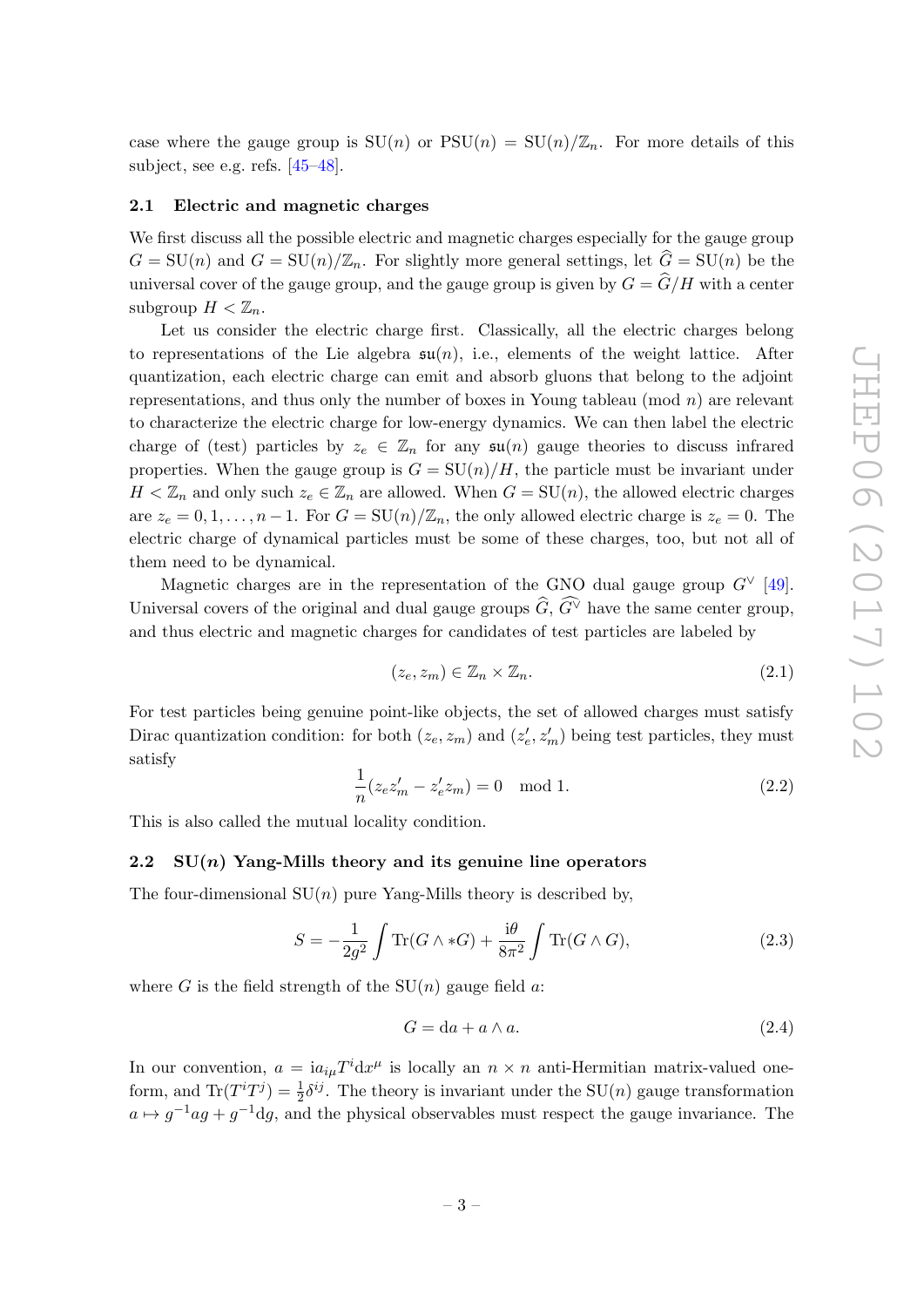case where the gauge group is $\mathrm{SU}(n)$ or $\mathrm{PSU}(n) = \mathrm{SU}(n)/\mathbb{Z}_n$. For more details of this subject, see e.g. refs. [45–48].

### 2.1 Electric and magnetic charges

We first discuss all the possible electric and magnetic charges especially for the gauge group $G = \mathrm{SU}(n)$ and $G = \mathrm{SU}(n)/\mathbb{Z}_n$. For slightly more general settings, let $\widehat{G} = \mathrm{SU}(n)$ be the universal cover of the gauge group, and the gauge group is given by $G = \widehat{G}/H$ with a center subgroup $H < \mathbb{Z}_n$.

Let us consider the electric charge first. Classically, all the electric charges belong to representations of the Lie algebra $\mathfrak{su}(n)$, i.e., elements of the weight lattice. After quantization, each electric charge can emit and absorb gluons that belong to the adjoint representations, and thus only the number of boxes in Young tableau (mod $n$) are relevant to characterize the electric charge for low-energy dynamics. We can then label the electric charge of (test) particles by $z_e \in \mathbb{Z}_n$ for any $\mathfrak{su}(n)$ gauge theories to discuss infrared properties. When the gauge group is $G = \mathrm{SU}(n)/H$, the particle must be invariant under $H < \mathbb{Z}_n$ and only such $z_e \in \mathbb{Z}_n$ are allowed. When $G = \mathrm{SU}(n)$, the allowed electric charges are $z_e = 0, 1, \ldots, n-1$. For $G = \mathrm{SU}(n)/\mathbb{Z}_n$, the only allowed electric charge is $z_e = 0$. The electric charge of dynamical particles must be some of these charges, too, but not all of them need to be dynamical.

Magnetic charges are in the representation of the GNO dual gauge group $G^\vee$ [49]. Universal covers of the original and dual gauge groups $\widehat{G}$, $\widehat{G^\vee}$ have the same center group, and thus electric and magnetic charges for candidates of test particles are labeled by

$$(z_e, z_m) \in \mathbb{Z}_n \times \mathbb{Z}_n. \tag{2.1}$$

For test particles being genuine point-like objects, the set of allowed charges must satisfy Dirac quantization condition: for both $(z_e, z_m)$ and $(z'_e, z'_m)$ being test particles, they must satisfy

$$\frac{1}{n}(z_e z'_m - z'_e z_m) = 0 \mod 1. \tag{2.2}$$

This is also called the mutual locality condition.

### 2.2 SU($n$) Yang-Mills theory and its genuine line operators

The four-dimensional $\mathrm{SU}(n)$ pure Yang-Mills theory is described by,

$$S = -\frac{1}{2g^2}\int \mathrm{Tr}(G \wedge *G) + \frac{\mathrm{i}\theta}{8\pi^2}\int \mathrm{Tr}(G \wedge G), \tag{2.3}$$

where $G$ is the field strength of the $\mathrm{SU}(n)$ gauge field $a$:

$$G = \mathrm{d}a + a \wedge a. \tag{2.4}$$

In our convention, $a = \mathrm{i}a_{i\mu}T^i \mathrm{d}x^\mu$ is locally an $n \times n$ anti-Hermitian matrix-valued one-form, and $\mathrm{Tr}(T^i T^j) = \frac{1}{2}\delta^{ij}$. The theory is invariant under the $\mathrm{SU}(n)$ gauge transformation $a \mapsto g^{-1}ag + g^{-1}\mathrm{d}g$, and the physical observables must respect the gauge invariance. The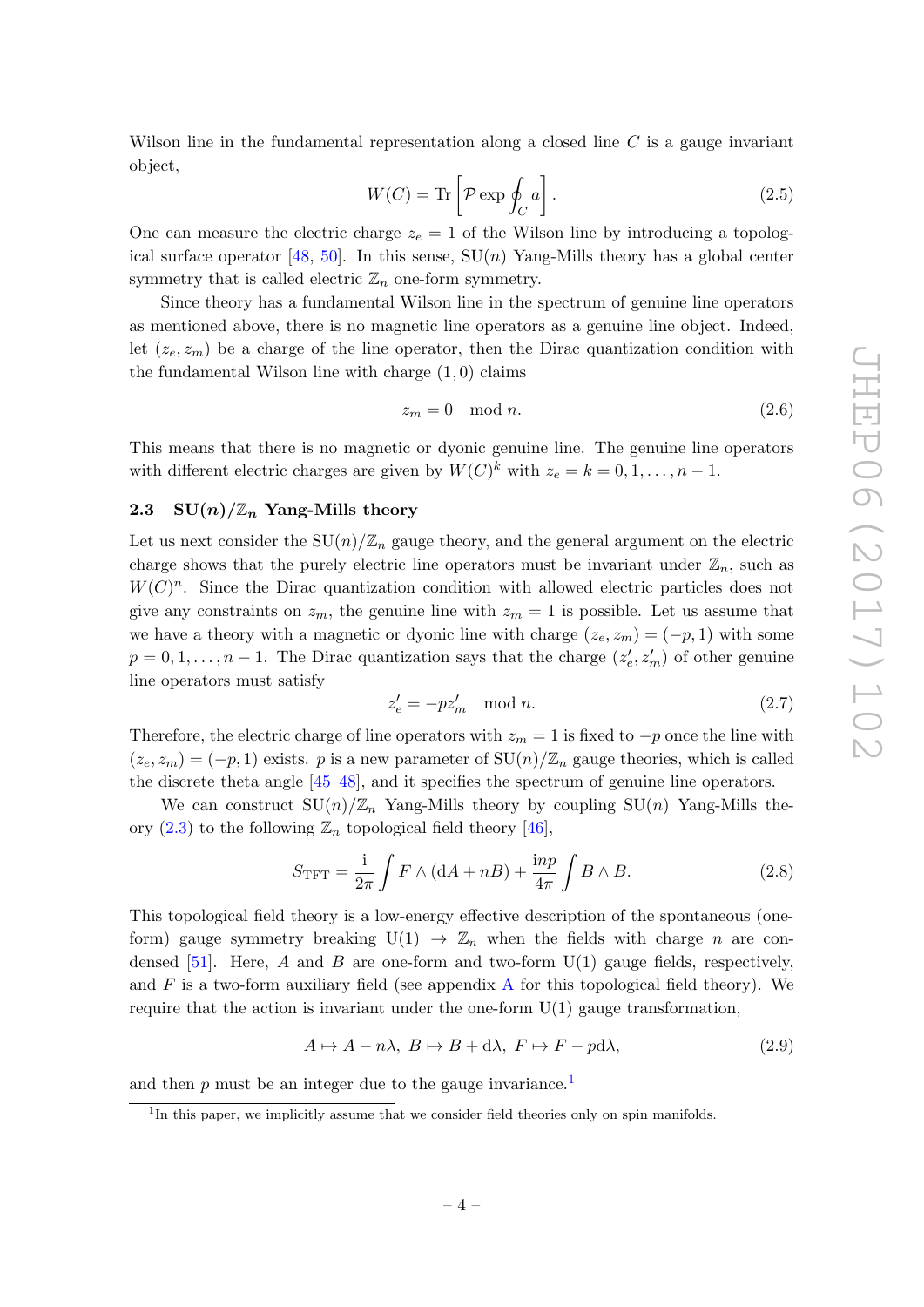Wilson line in the fundamental representation along a closed line $C$ is a gauge invariant object,

$$W(C) = \mathrm{Tr}\left[\mathcal{P}\exp\oint_C a\right]. \tag{2.5}$$

One can measure the electric charge $z_e = 1$ of the Wilson line by introducing a topological surface operator [48, 50]. In this sense, $\mathrm{SU}(n)$ Yang-Mills theory has a global center symmetry that is called electric $\mathbb{Z}_n$ one-form symmetry.

Since theory has a fundamental Wilson line in the spectrum of genuine line operators as mentioned above, there is no magnetic line operators as a genuine line object. Indeed, let $(z_e, z_m)$ be a charge of the line operator, then the Dirac quantization condition with the fundamental Wilson line with charge $(1, 0)$ claims

$$z_m = 0 \mod n. \tag{2.6}$$

This means that there is no magnetic or dyonic genuine line. The genuine line operators with different electric charges are given by $W(C)^k$ with $z_e = k = 0, 1, \dots, n-1$.

### 2.3 $\mathrm{SU}(n)/\mathbb{Z}_n$ Yang-Mills theory

Let us next consider the $\mathrm{SU}(n)/\mathbb{Z}_n$ gauge theory, and the general argument on the electric charge shows that the purely electric line operators must be invariant under $\mathbb{Z}_n$, such as $W(C)^n$. Since the Dirac quantization condition with allowed electric particles does not give any constraints on $z_m$, the genuine line with $z_m = 1$ is possible. Let us assume that we have a theory with a magnetic or dyonic line with charge $(z_e, z_m) = (-p, 1)$ with some $p = 0, 1, \dots, n-1$. The Dirac quantization says that the charge $(z'_e, z'_m)$ of other genuine line operators must satisfy

$$z'_e = -p z'_m \mod n. \tag{2.7}$$

Therefore, the electric charge of line operators with $z_m = 1$ is fixed to $-p$ once the line with $(z_e, z_m) = (-p, 1)$ exists. $p$ is a new parameter of $\mathrm{SU}(n)/\mathbb{Z}_n$ gauge theories, which is called the discrete theta angle [45–48], and it specifies the spectrum of genuine line operators.

We can construct $\mathrm{SU}(n)/\mathbb{Z}_n$ Yang-Mills theory by coupling $\mathrm{SU}(n)$ Yang-Mills theory (2.3) to the following $\mathbb{Z}_n$ topological field theory [46],

$$S_{\mathrm{TFT}} = \frac{\mathrm{i}}{2\pi}\int F\wedge(\mathrm{d}A + nB) + \frac{\mathrm{i}np}{4\pi}\int B\wedge B. \tag{2.8}$$

This topological field theory is a low-energy effective description of the spontaneous (one-form) gauge symmetry breaking $\mathrm{U}(1) \to \mathbb{Z}_n$ when the fields with charge $n$ are condensed [51]. Here, $A$ and $B$ are one-form and two-form $\mathrm{U}(1)$ gauge fields, respectively, and $F$ is a two-form auxiliary field (see appendix A for this topological field theory). We require that the action is invariant under the one-form $\mathrm{U}(1)$ gauge transformation,

$$A \mapsto A - n\lambda,\ B \mapsto B + \mathrm{d}\lambda,\ F \mapsto F - p\mathrm{d}\lambda, \tag{2.9}$$

and then $p$ must be an integer due to the gauge invariance.[1]

[1] In this paper, we implicitly assume that we consider field theories only on spin manifolds.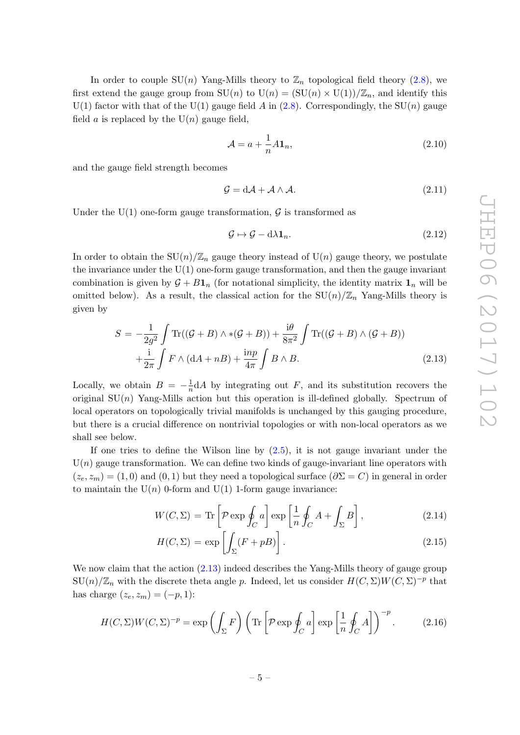In order to couple $\mathrm{SU}(n)$ Yang-Mills theory to $\mathbb{Z}_n$ topological field theory (2.8), we first extend the gauge group from $\mathrm{SU}(n)$ to $\mathrm{U}(n) = (\mathrm{SU}(n)\times \mathrm{U}(1))/\mathbb{Z}_n$, and identify this $\mathrm{U}(1)$ factor with that of the $\mathrm{U}(1)$ gauge field $A$ in (2.8). Correspondingly, the $\mathrm{SU}(n)$ gauge field $a$ is replaced by the $\mathrm{U}(n)$ gauge field,

$$\mathcal{A} = a + \frac{1}{n} A \mathbf{1}_n, \tag{2.10}$$

and the gauge field strength becomes

$$\mathcal{G} = \mathrm{d}\mathcal{A} + \mathcal{A}\wedge\mathcal{A}. \tag{2.11}$$

Under the $\mathrm{U}(1)$ one-form gauge transformation, $\mathcal{G}$ is transformed as

$$\mathcal{G} \mapsto \mathcal{G} - \mathrm{d}\lambda \mathbf{1}_n. \tag{2.12}$$

In order to obtain the $\mathrm{SU}(n)/\mathbb{Z}_n$ gauge theory instead of $\mathrm{U}(n)$ gauge theory, we postulate the invariance under the $\mathrm{U}(1)$ one-form gauge transformation, and then the gauge invariant combination is given by $\mathcal{G}+B\mathbf{1}_n$ (for notational simplicity, the identity matrix $\mathbf{1}_n$ will be omitted below). As a result, the classical action for the $\mathrm{SU}(n)/\mathbb{Z}_n$ Yang-Mills theory is given by

$$\begin{aligned} S = &-\frac{1}{2g^2}\int \mathrm{Tr}((\mathcal{G}+B)\wedge *(\mathcal{G}+B)) + \frac{\mathrm{i}\theta}{8\pi^2}\int \mathrm{Tr}((\mathcal{G}+B)\wedge(\mathcal{G}+B)) \\ &+\frac{\mathrm{i}}{2\pi}\int F\wedge(\mathrm{d}A + nB) + \frac{\mathrm{i}np}{4\pi}\int B\wedge B. \end{aligned} \tag{2.13}$$

Locally, we obtain $B = -\frac{1}{n}\mathrm{d}A$ by integrating out $F$, and its substitution recovers the original $\mathrm{SU}(n)$ Yang-Mills action but this operation is ill-defined globally. Spectrum of local operators on topologically trivial manifolds is unchanged by this gauging procedure, but there is a crucial difference on nontrivial topologies or with non-local operators as we shall see below.

If one tries to define the Wilson line by (2.5), it is not gauge invariant under the $\mathrm{U}(n)$ gauge transformation. We can define two kinds of gauge-invariant line operators with $(z_e, z_m) = (1, 0)$ and $(0, 1)$ but they need a topological surface ($\partial\Sigma = C$) in general in order to maintain the $\mathrm{U}(n)$ 0-form and $\mathrm{U}(1)$ 1-form gauge invariance:

$$W(C,\Sigma) = \mathrm{Tr}\left[\mathcal{P}\exp\oint_C a\right]\exp\left[\frac{1}{n}\oint_C A + \int_\Sigma B\right], \tag{2.14}$$

$$H(C,\Sigma) = \exp\left[\int_\Sigma (F + pB)\right]. \tag{2.15}$$

We now claim that the action (2.13) indeed describes the Yang-Mills theory of gauge group $\mathrm{SU}(n)/\mathbb{Z}_n$ with the discrete theta angle $p$. Indeed, let us consider $H(C,\Sigma)W(C,\Sigma)^{-p}$ that has charge $(z_e, z_m) = (-p, 1)$:

$$H(C,\Sigma)W(C,\Sigma)^{-p} = \exp\left(\int_\Sigma F\right)\left(\mathrm{Tr}\left[\mathcal{P}\exp\oint_C a\right]\exp\left[\frac{1}{n}\oint_C A\right]\right)^{-p}. \tag{2.16}$$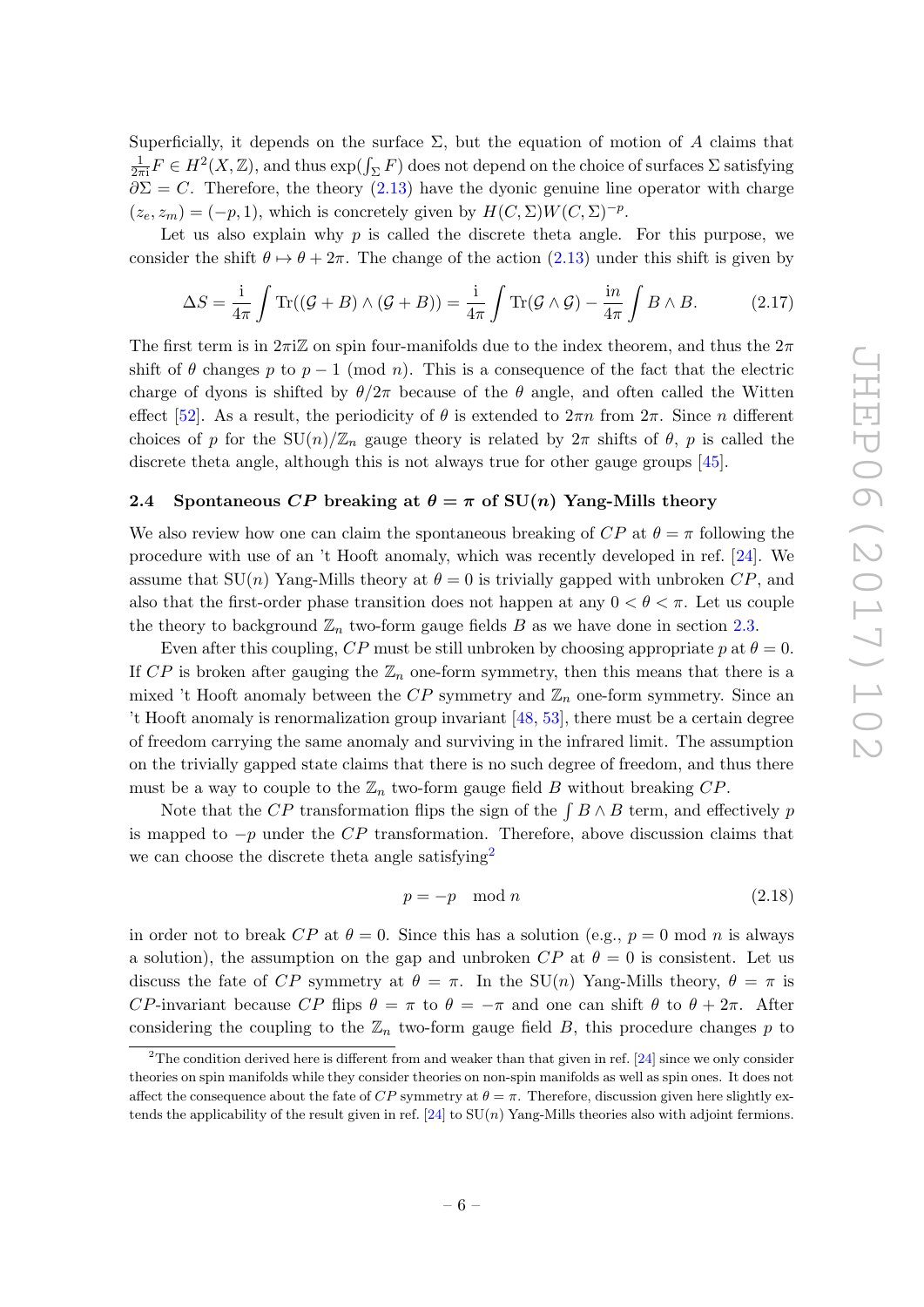Superficially, it depends on the surface $\Sigma$, but the equation of motion of $A$ claims that $\frac{1}{2\pi \mathrm{i}}F \in H^2(X,\mathbb{Z})$, and thus $\exp(\int_\Sigma F)$ does not depend on the choice of surfaces $\Sigma$ satisfying $\partial\Sigma = C$. Therefore, the theory (2.13) have the dyonic genuine line operator with charge $(z_e, z_m) = (-p, 1)$, which is concretely given by $H(C,\Sigma)W(C,\Sigma)^{-p}$.

Let us also explain why $p$ is called the discrete theta angle. For this purpose, we consider the shift $\theta \mapsto \theta + 2\pi$. The change of the action (2.13) under this shift is given by

$$\Delta S = \frac{\mathrm{i}}{4\pi}\int \mathrm{Tr}((\mathcal{G}+B)\wedge(\mathcal{G}+B)) = \frac{\mathrm{i}}{4\pi}\int \mathrm{Tr}(\mathcal{G}\wedge\mathcal{G}) - \frac{\mathrm{i}n}{4\pi}\int B\wedge B. \tag{2.17}$$

The first term is in $2\pi\mathrm{i}\mathbb{Z}$ on spin four-manifolds due to the index theorem, and thus the $2\pi$ shift of $\theta$ changes $p$ to $p-1$ (mod $n$). This is a consequence of the fact that the electric charge of dyons is shifted by $\theta/2\pi$ because of the $\theta$ angle, and often called the Witten effect [52]. As a result, the periodicity of $\theta$ is extended to $2\pi n$ from $2\pi$. Since $n$ different choices of $p$ for the $\mathrm{SU}(n)/\mathbb{Z}_n$ gauge theory is related by $2\pi$ shifts of $\theta$, $p$ is called the discrete theta angle, although this is not always true for other gauge groups [45].

### 2.4 Spontaneous $CP$ breaking at $\theta = \pi$ of $\mathrm{SU}(n)$ Yang-Mills theory

We also review how one can claim the spontaneous breaking of $CP$ at $\theta = \pi$ following the procedure with use of an 't Hooft anomaly, which was recently developed in ref. [24]. We assume that $\mathrm{SU}(n)$ Yang-Mills theory at $\theta = 0$ is trivially gapped with unbroken $CP$, and also that the first-order phase transition does not happen at any $0 < \theta < \pi$. Let us couple the theory to background $\mathbb{Z}_n$ two-form gauge fields $B$ as we have done in section 2.3.

Even after this coupling, $CP$ must be still unbroken by choosing appropriate $p$ at $\theta = 0$. If $CP$ is broken after gauging the $\mathbb{Z}_n$ one-form symmetry, then this means that there is a mixed 't Hooft anomaly between the $CP$ symmetry and $\mathbb{Z}_n$ one-form symmetry. Since an 't Hooft anomaly is renormalization group invariant [48, 53], there must be a certain degree of freedom carrying the same anomaly and surviving in the infrared limit. The assumption on the trivially gapped state claims that there is no such degree of freedom, and thus there must be a way to couple to the $\mathbb{Z}_n$ two-form gauge field $B$ without breaking $CP$.

Note that the $CP$ transformation flips the sign of the $\int B\wedge B$ term, and effectively $p$ is mapped to $-p$ under the $CP$ transformation. Therefore, above discussion claims that we can choose the discrete theta angle satisfying[2]

$$p = -p \mod n \tag{2.18}$$

in order not to break $CP$ at $\theta = 0$. Since this has a solution (e.g., $p = 0$ mod $n$ is always a solution), the assumption on the gap and unbroken $CP$ at $\theta = 0$ is consistent. Let us discuss the fate of $CP$ symmetry at $\theta = \pi$. In the $\mathrm{SU}(n)$ Yang-Mills theory, $\theta = \pi$ is $CP$-invariant because $CP$ flips $\theta = \pi$ to $\theta = -\pi$ and one can shift $\theta$ to $\theta + 2\pi$. After considering the coupling to the $\mathbb{Z}_n$ two-form gauge field $B$, this procedure changes $p$ to

---

[2] The condition derived here is different from and weaker than that given in ref. [24] since we only consider theories on spin manifolds while they consider theories on non-spin manifolds as well as spin ones. It does not affect the consequence about the fate of $CP$ symmetry at $\theta = \pi$. Therefore, discussion given here slightly extends the applicability of the result given in ref. [24] to $\mathrm{SU}(n)$ Yang-Mills theories also with adjoint fermions.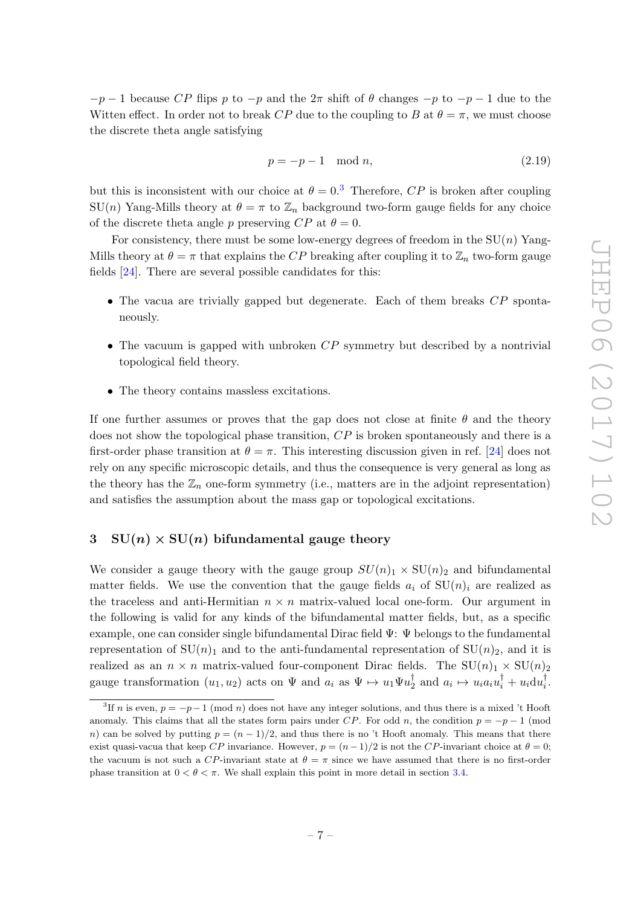$-p-1$ because $CP$ flips $p$ to $-p$ and the $2\pi$ shift of $\theta$ changes $-p$ to $-p-1$ due to the Witten effect. In order not to break $CP$ due to the coupling to $B$ at $\theta = \pi$, we must choose the discrete theta angle satisfying

$$p = -p - 1 \mod n, \tag{2.19}$$

but this is inconsistent with our choice at $\theta = 0$.[3] Therefore, $CP$ is broken after coupling SU($n$) Yang-Mills theory at $\theta = \pi$ to $\mathbb{Z}_n$ background two-form gauge fields for any choice of the discrete theta angle $p$ preserving $CP$ at $\theta = 0$.

For consistency, there must be some low-energy degrees of freedom in the SU($n$) Yang-Mills theory at $\theta = \pi$ that explains the $CP$ breaking after coupling it to $\mathbb{Z}_n$ two-form gauge fields [24]. There are several possible candidates for this:

- The vacua are trivially gapped but degenerate. Each of them breaks $CP$ spontaneously.
- The vacuum is gapped with unbroken $CP$ symmetry but described by a nontrivial topological field theory.
- The theory contains massless excitations.

If one further assumes or proves that the gap does not close at finite $\theta$ and the theory does not show the topological phase transition, $CP$ is broken spontaneously and there is a first-order phase transition at $\theta = \pi$. This interesting discussion given in ref. [24] does not rely on any specific microscopic details, and thus the consequence is very general as long as the theory has the $\mathbb{Z}_n$ one-form symmetry (i.e., matters are in the adjoint representation) and satisfies the assumption about the mass gap or topological excitations.

## 3 $\mathbf{SU}(n) \times \mathbf{SU}(n)$ bifundamental gauge theory

We consider a gauge theory with the gauge group $SU(n)_1 \times \mathrm{SU}(n)_2$ and bifundamental matter fields. We use the convention that the gauge fields $a_i$ of $\mathrm{SU}(n)_i$ are realized as the traceless and anti-Hermitian $n \times n$ matrix-valued local one-form. Our argument in the following is valid for any kinds of the bifundamental matter fields, but, as a specific example, one can consider single bifundamental Dirac field $\Psi$: $\Psi$ belongs to the fundamental representation of $\mathrm{SU}(n)_1$ and to the anti-fundamental representation of $\mathrm{SU}(n)_2$, and it is realized as an $n \times n$ matrix-valued four-component Dirac fields. The $\mathrm{SU}(n)_1 \times \mathrm{SU}(n)_2$ gauge transformation $(u_1, u_2)$ acts on $\Psi$ and $a_i$ as $\Psi \mapsto u_1 \Psi u_2^\dagger$ and $a_i \mapsto u_i a_i u_i^\dagger + u_i \mathrm{d} u_i^\dagger$.

[3] If $n$ is even, $p = -p-1$ (mod $n$) does not have any integer solutions, and thus there is a mixed 't Hooft anomaly. This claims that all the states form pairs under $CP$. For odd $n$, the condition $p = -p-1$ (mod $n$) can be solved by putting $p = (n-1)/2$, and thus there is no 't Hooft anomaly. This means that there exist quasi-vacua that keep $CP$ invariance. However, $p = (n-1)/2$ is not the $CP$-invariant choice at $\theta = 0$; the vacuum is not such a $CP$-invariant state at $\theta = \pi$ since we have assumed that there is no first-order phase transition at $0 < \theta < \pi$. We shall explain this point in more detail in section 3.4.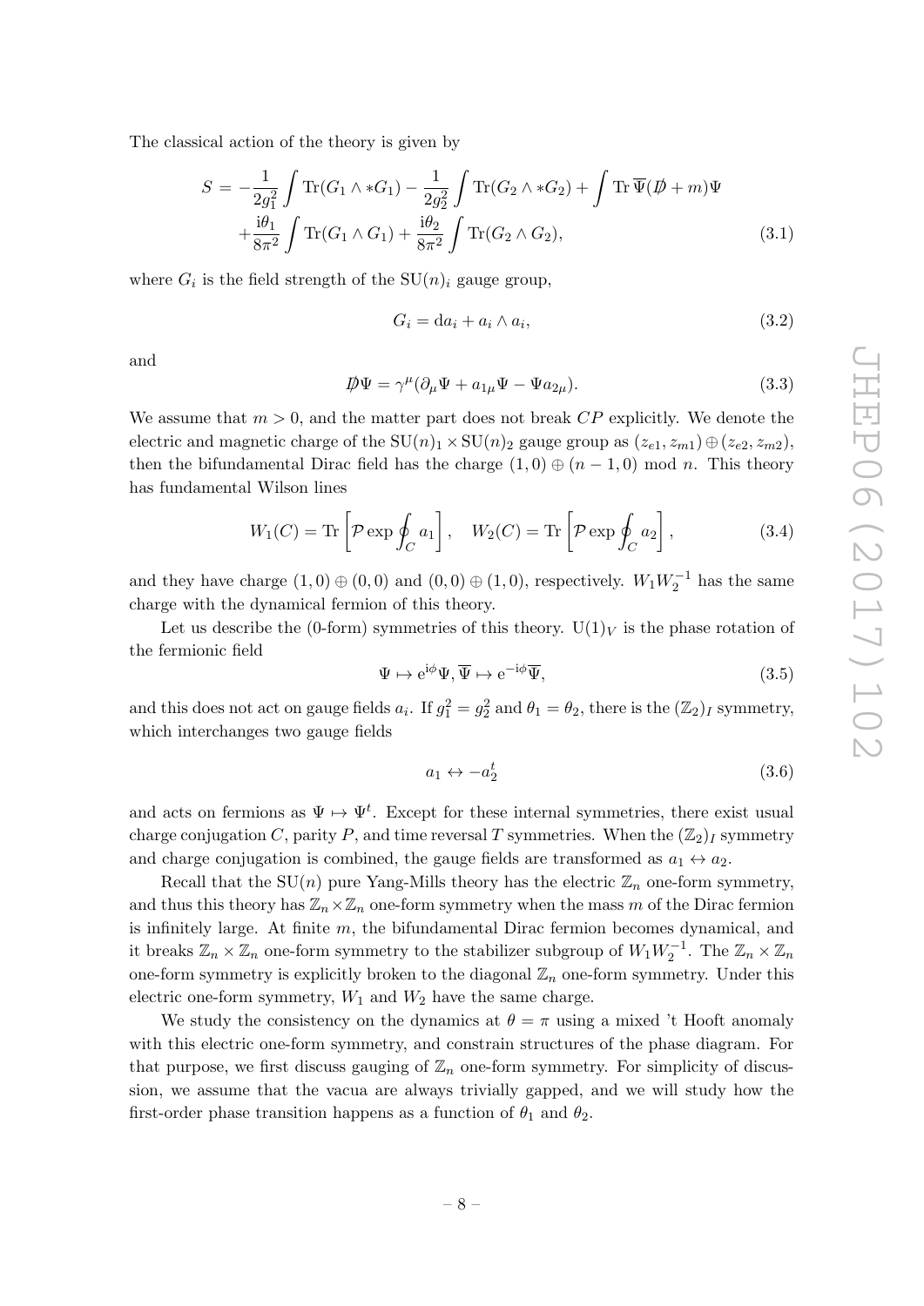The classical action of the theory is given by

$$
\begin{aligned}
S = &-\frac{1}{2g_1^2}\int \mathrm{Tr}(G_1\wedge * G_1) - \frac{1}{2g_2^2}\int \mathrm{Tr}(G_2\wedge * G_2) + \int \mathrm{Tr}\,\overline{\Psi}(\not{D}+m)\Psi \\
&+\frac{\mathrm{i}\theta_1}{8\pi^2}\int \mathrm{Tr}(G_1\wedge G_1) + \frac{\mathrm{i}\theta_2}{8\pi^2}\int \mathrm{Tr}(G_2\wedge G_2),
\end{aligned}
\tag{3.1}
$$

where $G_i$ is the field strength of the $\mathrm{SU}(n)_i$ gauge group,

$$
G_i = \mathrm{d}a_i + a_i\wedge a_i, \tag{3.2}
$$

and

$$
\not{D}\Psi = \gamma^\mu(\partial_\mu \Psi + a_{1\mu}\Psi - \Psi a_{2\mu}). \tag{3.3}
$$

We assume that $m>0$, and the matter part does not break $CP$ explicitly. We denote the electric and magnetic charge of the $\mathrm{SU}(n)_1\times \mathrm{SU}(n)_2$ gauge group as $(z_{e1},z_{m1})\oplus(z_{e2},z_{m2})$, then the bifundamental Dirac field has the charge $(1,0)\oplus(n-1,0)$ mod $n$. This theory has fundamental Wilson lines

$$
W_1(C) = \mathrm{Tr}\left[\mathcal{P}\exp\oint_C a_1\right],\quad W_2(C) = \mathrm{Tr}\left[\mathcal{P}\exp\oint_C a_2\right], \tag{3.4}
$$

and they have charge $(1,0)\oplus(0,0)$ and $(0,0)\oplus(1,0)$, respectively. $W_1W_2^{-1}$ has the same charge with the dynamical fermion of this theory.

Let us describe the (0-form) symmetries of this theory. $\mathrm{U}(1)_V$ is the phase rotation of the fermionic field

$$
\Psi\mapsto \mathrm{e}^{\mathrm{i}\phi}\Psi, \overline{\Psi}\mapsto \mathrm{e}^{-\mathrm{i}\phi}\overline{\Psi}, \tag{3.5}
$$

and this does not act on gauge fields $a_i$. If $g_1^2=g_2^2$ and $\theta_1=\theta_2$, there is the $(\mathbb{Z}_2)_I$ symmetry, which interchanges two gauge fields

$$
a_1\leftrightarrow -a_2^t \tag{3.6}
$$

and acts on fermions as $\Psi\mapsto\Psi^t$. Except for these internal symmetries, there exist usual charge conjugation $C$, parity $P$, and time reversal $T$ symmetries. When the $(\mathbb{Z}_2)_I$ symmetry and charge conjugation is combined, the gauge fields are transformed as $a_1\leftrightarrow a_2$.

Recall that the $\mathrm{SU}(n)$ pure Yang-Mills theory has the electric $\mathbb{Z}_n$ one-form symmetry, and thus this theory has $\mathbb{Z}_n\times\mathbb{Z}_n$ one-form symmetry when the mass $m$ of the Dirac fermion is infinitely large. At finite $m$, the bifundamental Dirac fermion becomes dynamical, and it breaks $\mathbb{Z}_n\times\mathbb{Z}_n$ one-form symmetry to the stabilizer subgroup of $W_1W_2^{-1}$. The $\mathbb{Z}_n\times\mathbb{Z}_n$ one-form symmetry is explicitly broken to the diagonal $\mathbb{Z}_n$ one-form symmetry. Under this electric one-form symmetry, $W_1$ and $W_2$ have the same charge.

We study the consistency on the dynamics at $\theta=\pi$ using a mixed 't Hooft anomaly with this electric one-form symmetry, and constrain structures of the phase diagram. For that purpose, we first discuss gauging of $\mathbb{Z}_n$ one-form symmetry. For simplicity of discussion, we assume that the vacua are always trivially gapped, and we will study how the first-order phase transition happens as a function of $\theta_1$ and $\theta_2$.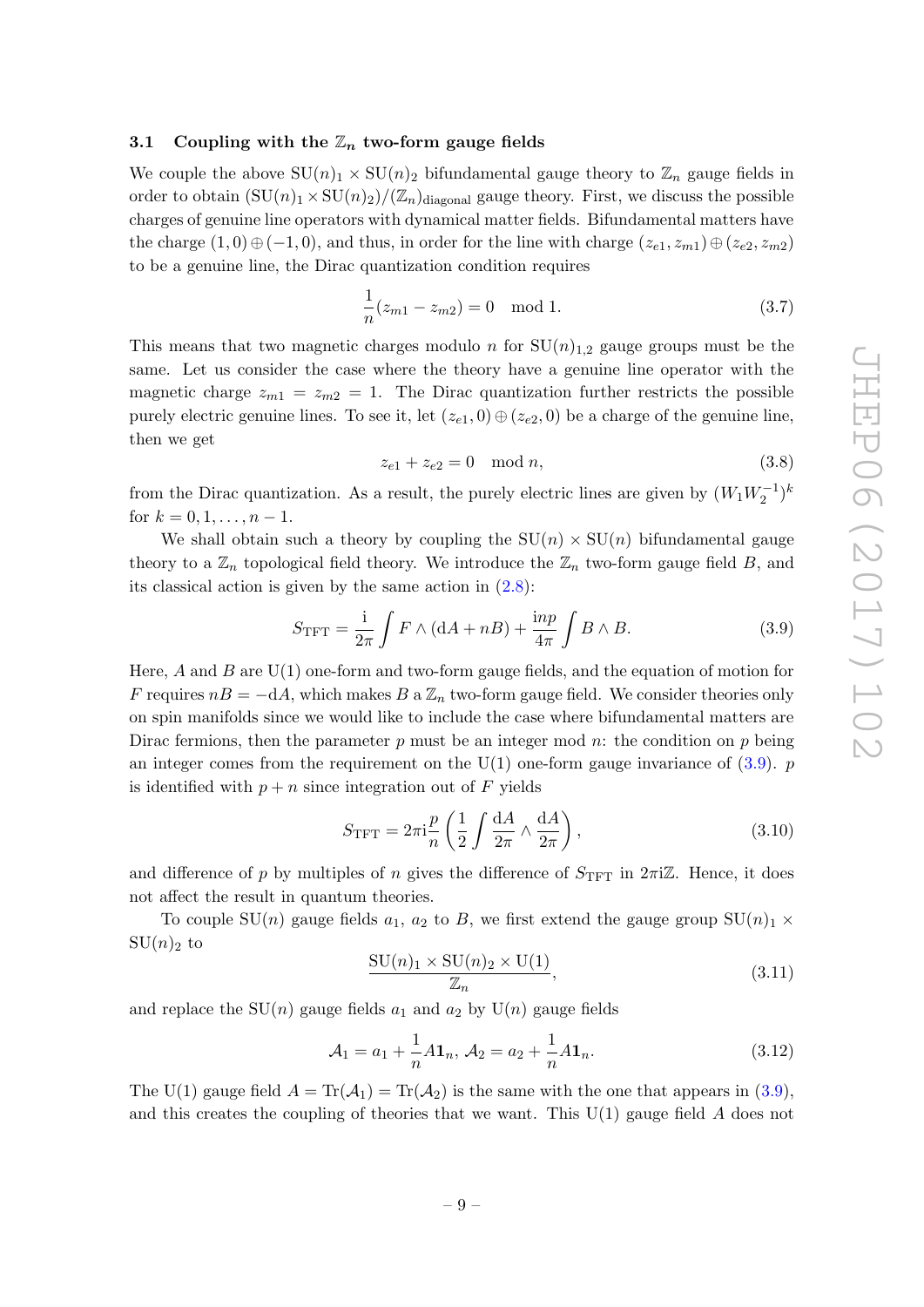### 3.1 Coupling with the $\mathbb{Z}_n$ two-form gauge fields

We couple the above $SU(n)_1 \times SU(n)_2$ bifundamental gauge theory to $\mathbb{Z}_n$ gauge fields in order to obtain $(SU(n)_1 \times SU(n)_2)/(\mathbb{Z}_n)_{\text{diagonal}}$ gauge theory. First, we discuss the possible charges of genuine line operators with dynamical matter fields. Bifundamental matters have the charge $(1, 0) \oplus (-1, 0)$, and thus, in order for the line with charge $(z_{e1}, z_{m1}) \oplus (z_{e2}, z_{m2})$ to be a genuine line, the Dirac quantization condition requires

$$\frac{1}{n}(z_{m1} - z_{m2}) = 0 \mod 1. \tag{3.7}$$

This means that two magnetic charges modulo $n$ for $SU(n)_{1,2}$ gauge groups must be the same. Let us consider the case where the theory have a genuine line operator with the magnetic charge $z_{m1} = z_{m2} = 1$. The Dirac quantization further restricts the possible purely electric genuine lines. To see it, let $(z_{e1}, 0) \oplus (z_{e2}, 0)$ be a charge of the genuine line, then we get

$$z_{e1} + z_{e2} = 0 \mod n, \tag{3.8}$$

from the Dirac quantization. As a result, the purely electric lines are given by $(W_1 W_2^{-1})^k$ for $k = 0, 1, \ldots, n-1$.

We shall obtain such a theory by coupling the $SU(n) \times SU(n)$ bifundamental gauge theory to a $\mathbb{Z}_n$ topological field theory. We introduce the $\mathbb{Z}_n$ two-form gauge field $B$, and its classical action is given by the same action in (2.8):

$$S_{\text{TFT}} = \frac{\mathrm{i}}{2\pi} \int F \wedge (\mathrm{d}A + nB) + \frac{\mathrm{i}np}{4\pi} \int B \wedge B. \tag{3.9}$$

Here, $A$ and $B$ are $U(1)$ one-form and two-form gauge fields, and the equation of motion for $F$ requires $nB = -\mathrm{d}A$, which makes $B$ a $\mathbb{Z}_n$ two-form gauge field. We consider theories only on spin manifolds since we would like to include the case where bifundamental matters are Dirac fermions, then the parameter $p$ must be an integer mod $n$: the condition on $p$ being an integer comes from the requirement on the $U(1)$ one-form gauge invariance of (3.9). $p$ is identified with $p + n$ since integration out of $F$ yields

$$S_{\text{TFT}} = 2\pi \mathrm{i} \frac{p}{n} \left( \frac{1}{2} \int \frac{\mathrm{d}A}{2\pi} \wedge \frac{\mathrm{d}A}{2\pi} \right), \tag{3.10}$$

and difference of $p$ by multiples of $n$ gives the difference of $S_{\text{TFT}}$ in $2\pi \mathrm{i}\mathbb{Z}$. Hence, it does not affect the result in quantum theories.

To couple $SU(n)$ gauge fields $a_1$, $a_2$ to $B$, we first extend the gauge group $SU(n)_1 \times SU(n)_2$ to

$$\frac{SU(n)_1 \times SU(n)_2 \times U(1)}{\mathbb{Z}_n}, \tag{3.11}$$

and replace the $SU(n)$ gauge fields $a_1$ and $a_2$ by $U(n)$ gauge fields

$$\mathcal{A}_1 = a_1 + \frac{1}{n} A \mathbf{1}_n, \; \mathcal{A}_2 = a_2 + \frac{1}{n} A \mathbf{1}_n. \tag{3.12}$$

The $U(1)$ gauge field $A = \mathrm{Tr}(\mathcal{A}_1) = \mathrm{Tr}(\mathcal{A}_2)$ is the same with the one that appears in (3.9), and this creates the coupling of theories that we want. This $U(1)$ gauge field $A$ does not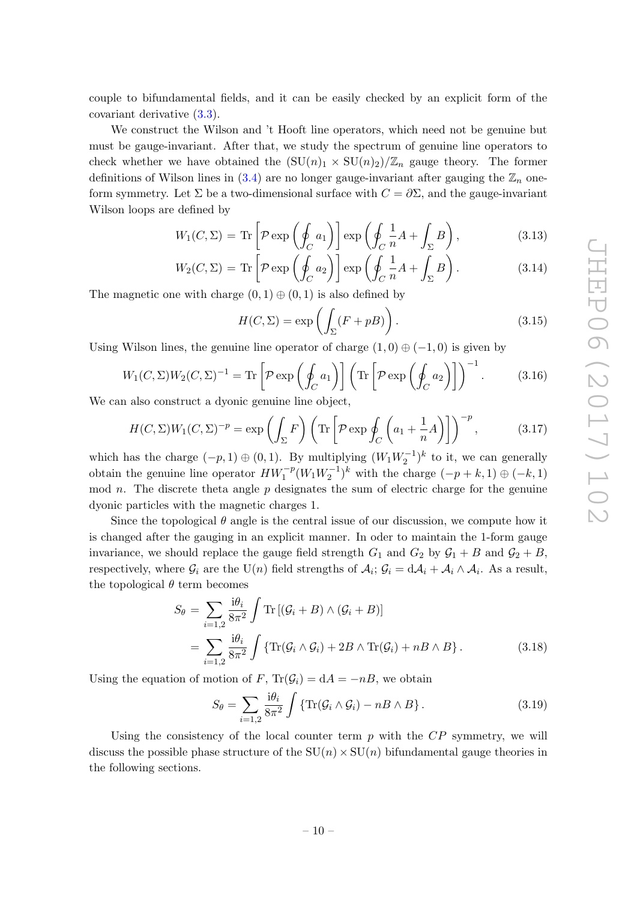couple to bifundamental fields, and it can be easily checked by an explicit form of the covariant derivative (3.3).

We construct the Wilson and 't Hooft line operators, which need not be genuine but must be gauge-invariant. After that, we study the spectrum of genuine line operators to check whether we have obtained the $(\mathrm{SU}(n)_1 \times \mathrm{SU}(n)_2)/\mathbb{Z}_n$ gauge theory. The former definitions of Wilson lines in (3.4) are no longer gauge-invariant after gauging the $\mathbb{Z}_n$ one-form symmetry. Let $\Sigma$ be a two-dimensional surface with $C = \partial\Sigma$, and the gauge-invariant Wilson loops are defined by

$$W_1(C,\Sigma) = \mathrm{Tr}\left[\mathcal{P}\exp\left(\oint_C a_1\right)\right]\exp\left(\oint_C \frac{1}{n}A + \int_\Sigma B\right), \tag{3.13}$$

$$W_2(C,\Sigma) = \mathrm{Tr}\left[\mathcal{P}\exp\left(\oint_C a_2\right)\right]\exp\left(\oint_C \frac{1}{n}A + \int_\Sigma B\right). \tag{3.14}$$

The magnetic one with charge $(0,1)\oplus(0,1)$ is also defined by

$$H(C,\Sigma) = \exp\left(\int_\Sigma (F + pB)\right). \tag{3.15}$$

Using Wilson lines, the genuine line operator of charge $(1,0)\oplus(-1,0)$ is given by

$$W_1(C,\Sigma)W_2(C,\Sigma)^{-1} = \mathrm{Tr}\left[\mathcal{P}\exp\left(\oint_C a_1\right)\right]\left(\mathrm{Tr}\left[\mathcal{P}\exp\left(\oint_C a_2\right)\right]\right)^{-1}. \tag{3.16}$$

We can also construct a dyonic genuine line object,

$$H(C,\Sigma)W_1(C,\Sigma)^{-p} = \exp\left(\int_\Sigma F\right)\left(\mathrm{Tr}\left[\mathcal{P}\exp\oint_C\left(a_1 + \frac{1}{n}A\right)\right]\right)^{-p}, \tag{3.17}$$

which has the charge $(-p,1)\oplus(0,1)$. By multiplying $(W_1 W_2^{-1})^k$ to it, we can generally obtain the genuine line operator $HW_1^{-p}(W_1W_2^{-1})^k$ with the charge $(-p+k,1)\oplus(-k,1)$ mod $n$. The discrete theta angle $p$ designates the sum of electric charge for the genuine dyonic particles with the magnetic charges 1.

Since the topological $\theta$ angle is the central issue of our discussion, we compute how it is changed after the gauging in an explicit manner. In oder to maintain the 1-form gauge invariance, we should replace the gauge field strength $G_1$ and $G_2$ by $\mathcal{G}_1 + B$ and $\mathcal{G}_2 + B$, respectively, where $\mathcal{G}_i$ are the $\mathrm{U}(n)$ field strengths of $\mathcal{A}_i$; $\mathcal{G}_i = \mathrm{d}\mathcal{A}_i + \mathcal{A}_i \wedge \mathcal{A}_i$. As a result, the topological $\theta$ term becomes

$$\begin{aligned} S_\theta &= \sum_{i=1,2}\frac{\mathrm{i}\theta_i}{8\pi^2}\int \mathrm{Tr}\left[(\mathcal{G}_i + B)\wedge(\mathcal{G}_i + B)\right] \\ &= \sum_{i=1,2}\frac{\mathrm{i}\theta_i}{8\pi^2}\int\left\{\mathrm{Tr}(\mathcal{G}_i\wedge\mathcal{G}_i) + 2B\wedge\mathrm{Tr}(\mathcal{G}_i) + nB\wedge B\right\}. \end{aligned} \tag{3.18}$$

Using the equation of motion of $F$, $\mathrm{Tr}(\mathcal{G}_i) = \mathrm{d}A = -nB$, we obtain

$$S_\theta = \sum_{i=1,2}\frac{\mathrm{i}\theta_i}{8\pi^2}\int\left\{\mathrm{Tr}(\mathcal{G}_i\wedge\mathcal{G}_i) - nB\wedge B\right\}. \tag{3.19}$$

Using the consistency of the local counter term $p$ with the $CP$ symmetry, we will discuss the possible phase structure of the $\mathrm{SU}(n)\times\mathrm{SU}(n)$ bifundamental gauge theories in the following sections.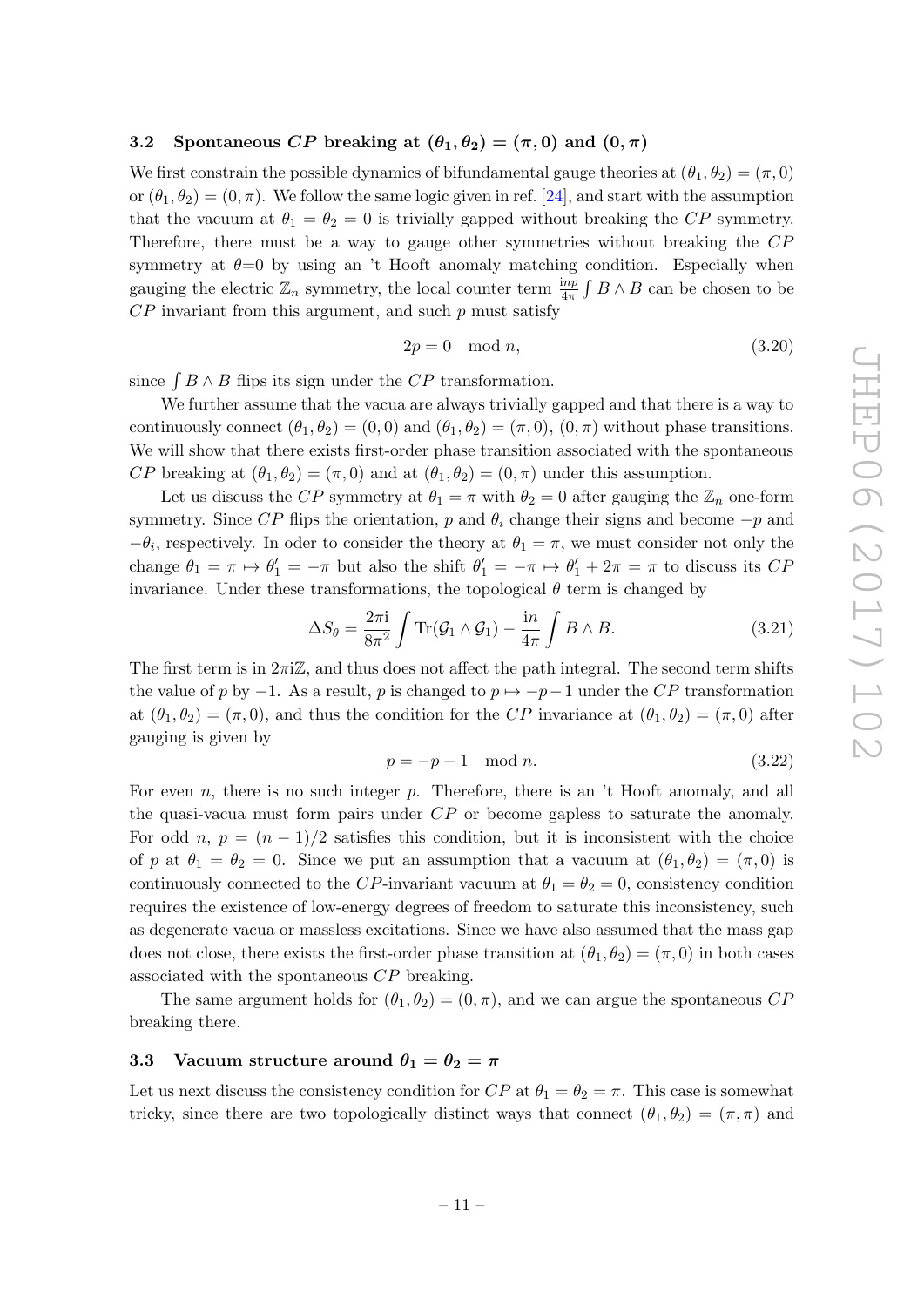### 3.2 Spontaneous $CP$ breaking at $(\theta_1, \theta_2) = (\pi, 0)$ and $(0, \pi)$

We first constrain the possible dynamics of bifundamental gauge theories at $(\theta_1, \theta_2) = (\pi, 0)$ or $(\theta_1, \theta_2) = (0, \pi)$. We follow the same logic given in ref. [24], and start with the assumption that the vacuum at $\theta_1 = \theta_2 = 0$ is trivially gapped without breaking the $CP$ symmetry. Therefore, there must be a way to gauge other symmetries without breaking the $CP$ symmetry at $\theta$=0 by using an 't Hooft anomaly matching condition. Especially when gauging the electric $\mathbb{Z}_n$ symmetry, the local counter term $\frac{\mathrm{i}np}{4\pi}\int B\wedge B$ can be chosen to be $CP$ invariant from this argument, and such $p$ must satisfy

$$2p = 0 \mod n, \tag{3.20}$$

since $\int B \wedge B$ flips its sign under the $CP$ transformation.

We further assume that the vacua are always trivially gapped and that there is a way to continuously connect $(\theta_1, \theta_2) = (0, 0)$ and $(\theta_1, \theta_2) = (\pi, 0)$, $(0, \pi)$ without phase transitions. We will show that there exists first-order phase transition associated with the spontaneous $CP$ breaking at $(\theta_1, \theta_2) = (\pi, 0)$ and at $(\theta_1, \theta_2) = (0, \pi)$ under this assumption.

Let us discuss the $CP$ symmetry at $\theta_1 = \pi$ with $\theta_2 = 0$ after gauging the $\mathbb{Z}_n$ one-form symmetry. Since $CP$ flips the orientation, $p$ and $\theta_i$ change their signs and become $-p$ and $-\theta_i$, respectively. In oder to consider the theory at $\theta_1 = \pi$, we must consider not only the change $\theta_1 = \pi \mapsto \theta_1' = -\pi$ but also the shift $\theta_1' = -\pi \mapsto \theta_1' + 2\pi = \pi$ to discuss its $CP$ invariance. Under these transformations, the topological $\theta$ term is changed by

$$\Delta S_\theta = \frac{2\pi \mathrm{i}}{8\pi^2}\int \mathrm{Tr}(\mathcal{G}_1 \wedge \mathcal{G}_1) - \frac{\mathrm{i}n}{4\pi}\int B\wedge B. \tag{3.21}$$

The first term is in $2\pi\mathrm{i}\mathbb{Z}$, and thus does not affect the path integral. The second term shifts the value of $p$ by $-1$. As a result, $p$ is changed to $p \mapsto -p-1$ under the $CP$ transformation at $(\theta_1, \theta_2) = (\pi, 0)$, and thus the condition for the $CP$ invariance at $(\theta_1, \theta_2) = (\pi, 0)$ after gauging is given by

$$p = -p - 1 \mod n. \tag{3.22}$$

For even $n$, there is no such integer $p$. Therefore, there is an 't Hooft anomaly, and all the quasi-vacua must form pairs under $CP$ or become gapless to saturate the anomaly. For odd $n$, $p = (n-1)/2$ satisfies this condition, but it is inconsistent with the choice of $p$ at $\theta_1 = \theta_2 = 0$. Since we put an assumption that a vacuum at $(\theta_1, \theta_2) = (\pi, 0)$ is continuously connected to the $CP$-invariant vacuum at $\theta_1 = \theta_2 = 0$, consistency condition requires the existence of low-energy degrees of freedom to saturate this inconsistency, such as degenerate vacua or massless excitations. Since we have also assumed that the mass gap does not close, there exists the first-order phase transition at $(\theta_1, \theta_2) = (\pi, 0)$ in both cases associated with the spontaneous $CP$ breaking.

The same argument holds for $(\theta_1, \theta_2) = (0, \pi)$, and we can argue the spontaneous $CP$ breaking there.

### 3.3 Vacuum structure around $\theta_1 = \theta_2 = \pi$

Let us next discuss the consistency condition for $CP$ at $\theta_1 = \theta_2 = \pi$. This case is somewhat tricky, since there are two topologically distinct ways that connect $(\theta_1, \theta_2) = (\pi, \pi)$ and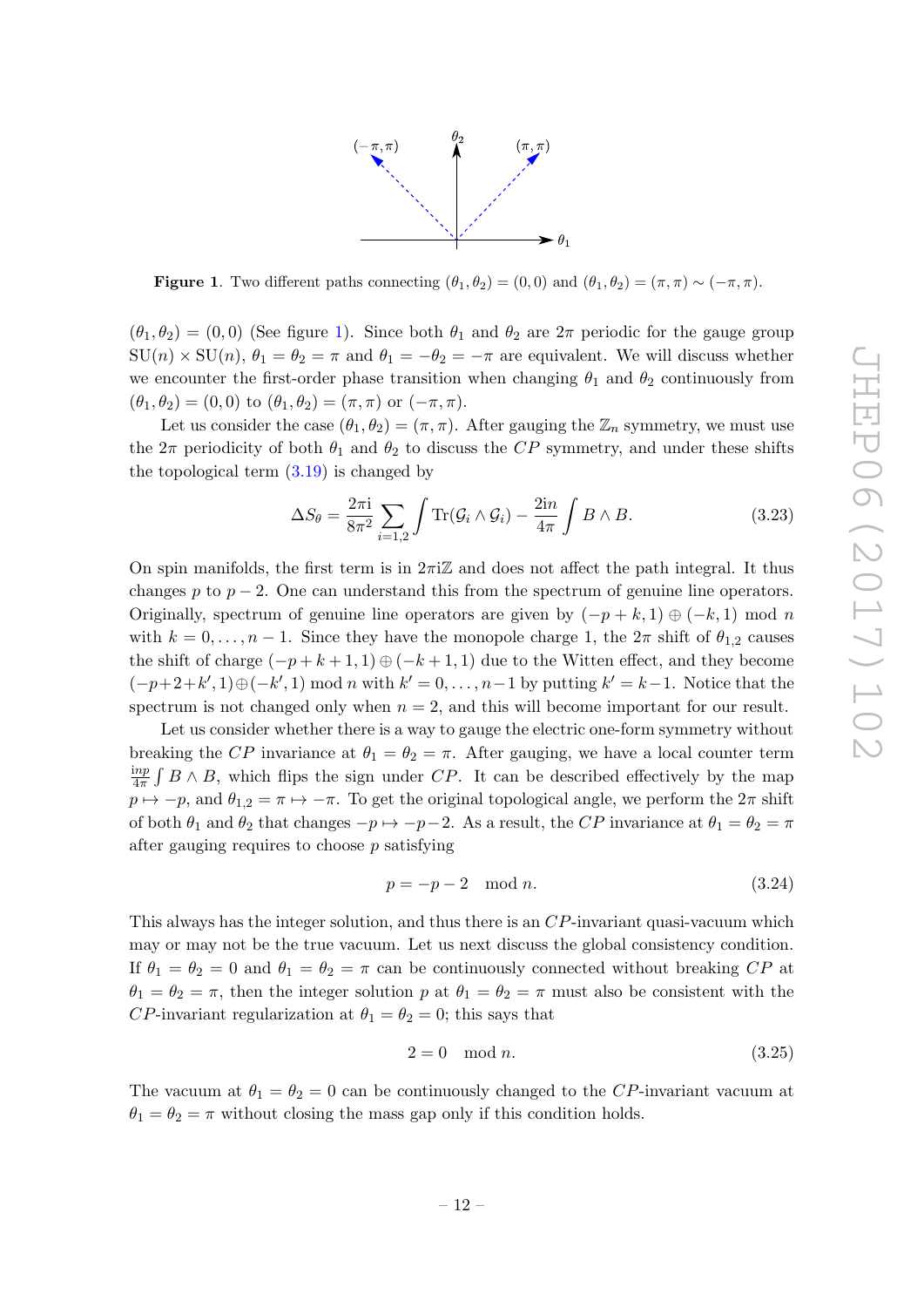**Figure 1**. Two different paths connecting $(\theta_1, \theta_2) = (0, 0)$ and $(\theta_1, \theta_2) = (\pi, \pi) \sim (-\pi, \pi)$.

$(\theta_1, \theta_2) = (0, 0)$ (See figure 1). Since both $\theta_1$ and $\theta_2$ are $2\pi$ periodic for the gauge group $\mathrm{SU}(n) \times \mathrm{SU}(n)$, $\theta_1 = \theta_2 = \pi$ and $\theta_1 = -\theta_2 = -\pi$ are equivalent. We will discuss whether we encounter the first-order phase transition when changing $\theta_1$ and $\theta_2$ continuously from $(\theta_1, \theta_2) = (0, 0)$ to $(\theta_1, \theta_2) = (\pi, \pi)$ or $(-\pi, \pi)$.

Let us consider the case $(\theta_1, \theta_2) = (\pi, \pi)$. After gauging the $\mathbb{Z}_n$ symmetry, we must use the $2\pi$ periodicity of both $\theta_1$ and $\theta_2$ to discuss the $CP$ symmetry, and under these shifts the topological term (3.19) is changed by

$$\Delta S_\theta = \frac{2\pi \mathrm{i}}{8\pi^2} \sum_{i=1,2} \int \mathrm{Tr}(\mathcal{G}_i \wedge \mathcal{G}_i) - \frac{2\mathrm{i}n}{4\pi} \int B \wedge B. \tag{3.23}$$

On spin manifolds, the first term is in $2\pi\mathrm{i}\mathbb{Z}$ and does not affect the path integral. It thus changes $p$ to $p - 2$. One can understand this from the spectrum of genuine line operators. Originally, spectrum of genuine line operators are given by $(-p + k, 1) \oplus (-k, 1) \bmod n$ with $k = 0, \dots, n-1$. Since they have the monopole charge 1, the $2\pi$ shift of $\theta_{1,2}$ causes the shift of charge $(-p + k + 1, 1) \oplus (-k + 1, 1)$ due to the Witten effect, and they become $(-p + 2 + k', 1) \oplus (-k', 1) \bmod n$ with $k' = 0, \dots, n-1$ by putting $k' = k - 1$. Notice that the spectrum is not changed only when $n = 2$, and this will become important for our result.

Let us consider whether there is a way to gauge the electric one-form symmetry without breaking the $CP$ invariance at $\theta_1 = \theta_2 = \pi$. After gauging, we have a local counter term $\frac{\mathrm{i}np}{4\pi} \int B \wedge B$, which flips the sign under $CP$. It can be described effectively by the map $p \mapsto -p$, and $\theta_{1,2} = \pi \mapsto -\pi$. To get the original topological angle, we perform the $2\pi$ shift of both $\theta_1$ and $\theta_2$ that changes $-p \mapsto -p - 2$. As a result, the $CP$ invariance at $\theta_1 = \theta_2 = \pi$ after gauging requires to choose $p$ satisfying

$$p = -p - 2 \mod n. \tag{3.24}$$

This always has the integer solution, and thus there is an $CP$-invariant quasi-vacuum which may or may not be the true vacuum. Let us next discuss the global consistency condition. If $\theta_1 = \theta_2 = 0$ and $\theta_1 = \theta_2 = \pi$ can be continuously connected without breaking $CP$ at $\theta_1 = \theta_2 = \pi$, then the integer solution $p$ at $\theta_1 = \theta_2 = \pi$ must also be consistent with the $CP$-invariant regularization at $\theta_1 = \theta_2 = 0$; this says that

$$2 = 0 \mod n. \tag{3.25}$$

The vacuum at $\theta_1 = \theta_2 = 0$ can be continuously changed to the $CP$-invariant vacuum at $\theta_1 = \theta_2 = \pi$ without closing the mass gap only if this condition holds.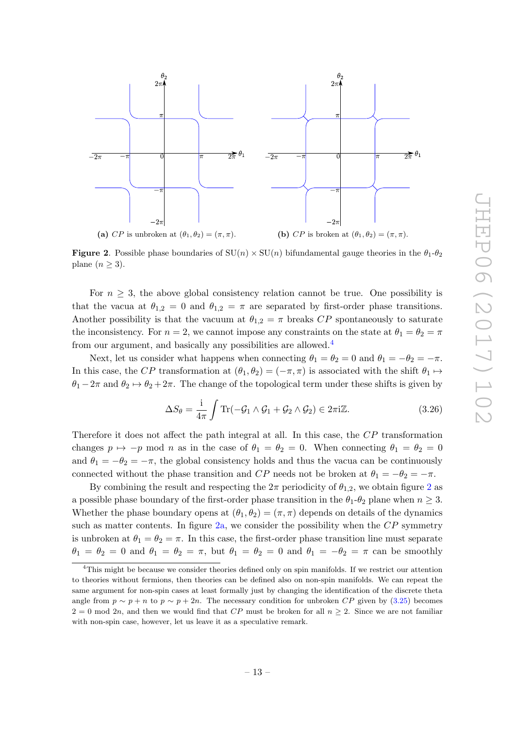(a) $CP$ is unbroken at $(\theta_1, \theta_2) = (\pi, \pi)$.

(b) $CP$ is broken at $(\theta_1, \theta_2) = (\pi, \pi)$.

**Figure 2**. Possible phase boundaries of $\mathrm{SU}(n) \times \mathrm{SU}(n)$ bifundamental gauge theories in the $\theta_1$-$\theta_2$ plane ($n \geq 3$).

For $n \geq 3$, the above global consistency relation cannot be true. One possibility is that the vacua at $\theta_{1,2} = 0$ and $\theta_{1,2} = \pi$ are separated by first-order phase transitions. Another possibility is that the vacuum at $\theta_{1,2} = \pi$ breaks $CP$ spontaneously to saturate the inconsistency. For $n = 2$, we cannot impose any constraints on the state at $\theta_1 = \theta_2 = \pi$ from our argument, and basically any possibilities are allowed.[4]

Next, let us consider what happens when connecting $\theta_1 = \theta_2 = 0$ and $\theta_1 = -\theta_2 = -\pi$. In this case, the $CP$ transformation at $(\theta_1, \theta_2) = (-\pi, \pi)$ is associated with the shift $\theta_1 \mapsto \theta_1 - 2\pi$ and $\theta_2 \mapsto \theta_2 + 2\pi$. The change of the topological term under these shifts is given by

$$\Delta S_\theta = \frac{\mathrm{i}}{4\pi} \int \mathrm{Tr}(-\mathcal{G}_1 \wedge \mathcal{G}_1 + \mathcal{G}_2 \wedge \mathcal{G}_2) \in 2\pi\mathrm{i}\mathbb{Z}. \tag{3.26}$$

Therefore it does not affect the path integral at all. In this case, the $CP$ transformation changes $p \mapsto -p \bmod n$ as in the case of $\theta_1 = \theta_2 = 0$. When connecting $\theta_1 = \theta_2 = 0$ and $\theta_1 = -\theta_2 = -\pi$, the global consistency holds and thus the vacua can be continuously connected without the phase transition and $CP$ needs not be broken at $\theta_1 = -\theta_2 = -\pi$.

By combining the result and respecting the $2\pi$ periodicity of $\theta_{1,2}$, we obtain figure 2 as a possible phase boundary of the first-order phase transition in the $\theta_1$-$\theta_2$ plane when $n \geq 3$. Whether the phase boundary opens at $(\theta_1, \theta_2) = (\pi, \pi)$ depends on details of the dynamics such as matter contents. In figure 2a, we consider the possibility when the $CP$ symmetry is unbroken at $\theta_1 = \theta_2 = \pi$. In this case, the first-order phase transition line must separate $\theta_1 = \theta_2 = 0$ and $\theta_1 = \theta_2 = \pi$, but $\theta_1 = \theta_2 = 0$ and $\theta_1 = -\theta_2 = \pi$ can be smoothly

[4] This might be because we consider theories defined only on spin manifolds. If we restrict our attention to theories without fermions, then theories can be defined also on non-spin manifolds. We can repeat the same argument for non-spin cases at least formally just by changing the identification of the discrete theta angle from $p \sim p + n$ to $p \sim p + 2n$. The necessary condition for unbroken $CP$ given by (3.25) becomes $2 = 0 \bmod 2n$, and then we would find that $CP$ must be broken for all $n \geq 2$. Since we are not familiar with non-spin case, however, let us leave it as a speculative remark.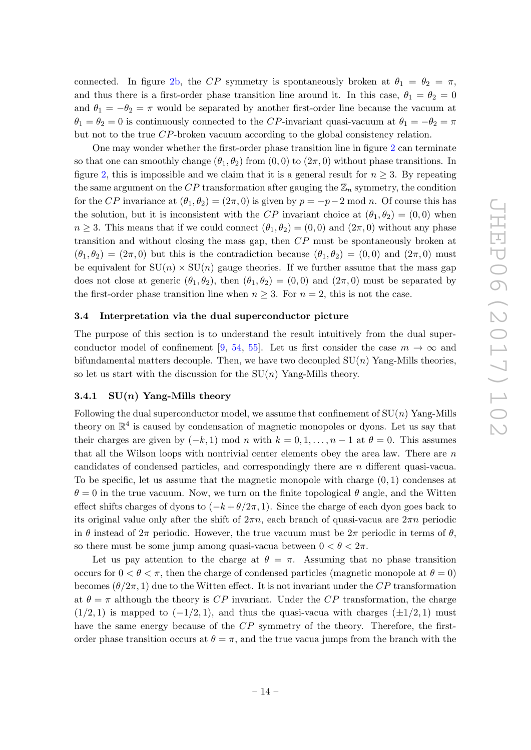connected. In figure 2b, the $CP$ symmetry is spontaneously broken at $\theta_1 = \theta_2 = \pi$, and thus there is a first-order phase transition line around it. In this case, $\theta_1 = \theta_2 = 0$ and $\theta_1 = -\theta_2 = \pi$ would be separated by another first-order line because the vacuum at $\theta_1 = \theta_2 = 0$ is continuously connected to the $CP$-invariant quasi-vacuum at $\theta_1 = -\theta_2 = \pi$ but not to the true $CP$-broken vacuum according to the global consistency relation.

One may wonder whether the first-order phase transition line in figure 2 can terminate so that one can smoothly change $(\theta_1, \theta_2)$ from $(0, 0)$ to $(2\pi, 0)$ without phase transitions. In figure 2, this is impossible and we claim that it is a general result for $n \geq 3$. By repeating the same argument on the $CP$ transformation after gauging the $\mathbb{Z}_n$ symmetry, the condition for the $CP$ invariance at $(\theta_1, \theta_2) = (2\pi, 0)$ is given by $p = -p - 2 \bmod n$. Of course this has the solution, but it is inconsistent with the $CP$ invariant choice at $(\theta_1, \theta_2) = (0, 0)$ when $n \geq 3$. This means that if we could connect $(\theta_1, \theta_2) = (0, 0)$ and $(2\pi, 0)$ without any phase transition and without closing the mass gap, then $CP$ must be spontaneously broken at $(\theta_1, \theta_2) = (2\pi, 0)$ but this is the contradiction because $(\theta_1, \theta_2) = (0, 0)$ and $(2\pi, 0)$ must be equivalent for $\mathrm{SU}(n) \times \mathrm{SU}(n)$ gauge theories. If we further assume that the mass gap does not close at generic $(\theta_1, \theta_2)$, then $(\theta_1, \theta_2) = (0, 0)$ and $(2\pi, 0)$ must be separated by the first-order phase transition line when $n \geq 3$. For $n = 2$, this is not the case.

### 3.4 Interpretation via the dual superconductor picture

The purpose of this section is to understand the result intuitively from the dual superconductor model of confinement [9, 54, 55]. Let us first consider the case $m \to \infty$ and bifundamental matters decouple. Then, we have two decoupled $\mathrm{SU}(n)$ Yang-Mills theories, so let us start with the discussion for the $\mathrm{SU}(n)$ Yang-Mills theory.

#### 3.4.1 $\mathrm{SU}(n)$ Yang-Mills theory

Following the dual superconductor model, we assume that confinement of $\mathrm{SU}(n)$ Yang-Mills theory on $\mathbb{R}^4$ is caused by condensation of magnetic monopoles or dyons. Let us say that their charges are given by $(-k, 1) \bmod n$ with $k = 0, 1, \ldots, n-1$ at $\theta = 0$. This assumes that all the Wilson loops with nontrivial center elements obey the area law. There are $n$ candidates of condensed particles, and correspondingly there are $n$ different quasi-vacua. To be specific, let us assume that the magnetic monopole with charge $(0, 1)$ condenses at $\theta = 0$ in the true vacuum. Now, we turn on the finite topological $\theta$ angle, and the Witten effect shifts charges of dyons to $(-k + \theta/2\pi, 1)$. Since the charge of each dyon goes back to its original value only after the shift of $2\pi n$, each branch of quasi-vacua are $2\pi n$ periodic in $\theta$ instead of $2\pi$ periodic. However, the true vacuum must be $2\pi$ periodic in terms of $\theta$, so there must be some jump among quasi-vacua between $0 < \theta < 2\pi$.

Let us pay attention to the charge at $\theta = \pi$. Assuming that no phase transition occurs for $0 < \theta < \pi$, then the charge of condensed particles (magnetic monopole at $\theta = 0$) becomes $(\theta/2\pi, 1)$ due to the Witten effect. It is not invariant under the $CP$ transformation at $\theta = \pi$ although the theory is $CP$ invariant. Under the $CP$ transformation, the charge $(1/2, 1)$ is mapped to $(-1/2, 1)$, and thus the quasi-vacua with charges $(\pm 1/2, 1)$ must have the same energy because of the $CP$ symmetry of the theory. Therefore, the first-order phase transition occurs at $\theta = \pi$, and the true vacua jumps from the branch with the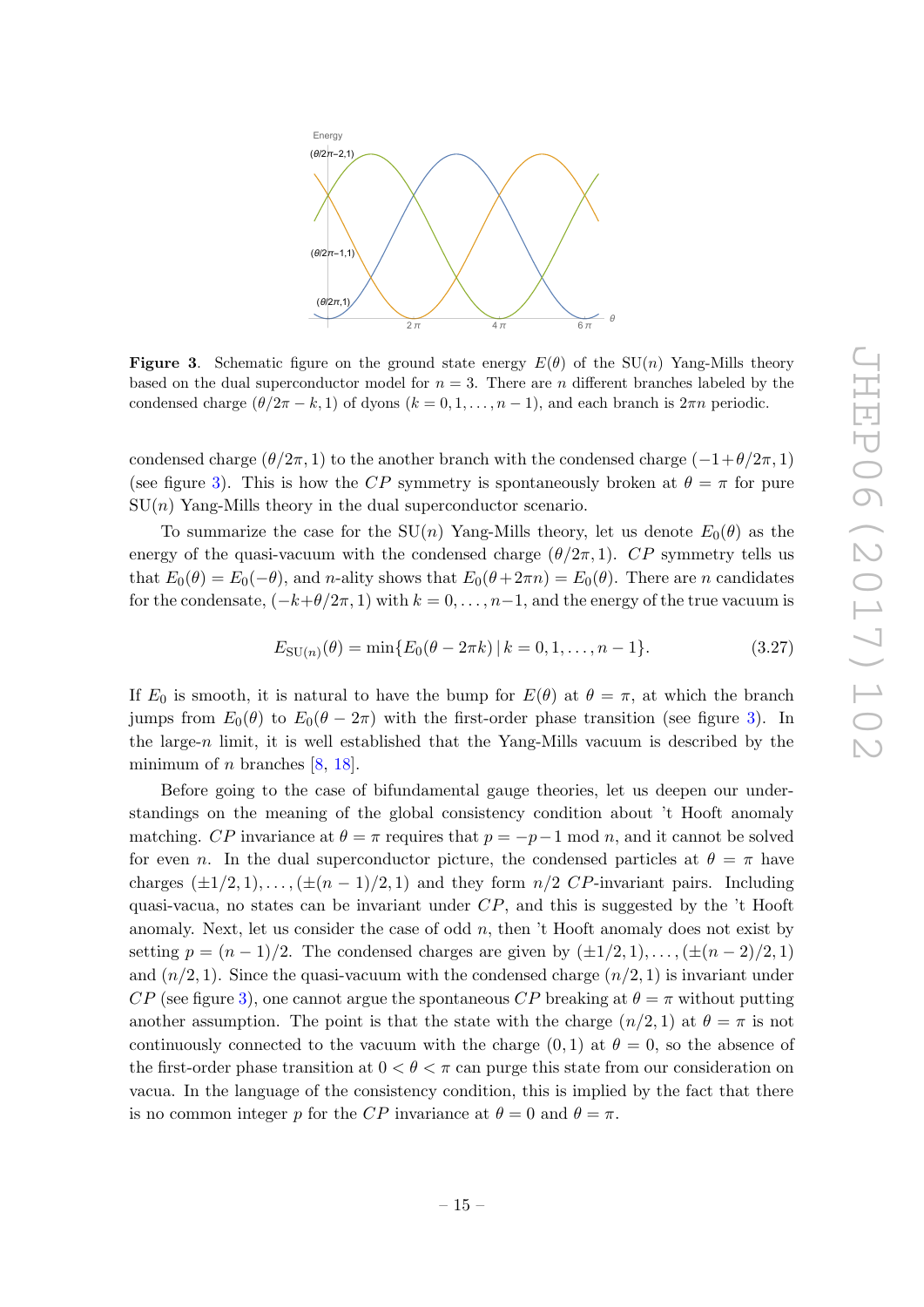**Figure 3**. Schematic figure on the ground state energy $E(\theta)$ of the SU($n$) Yang-Mills theory based on the dual superconductor model for $n=3$. There are $n$ different branches labeled by the condensed charge $(\theta/2\pi - k, 1)$ of dyons ($k=0,1,\ldots,n-1$), and each branch is $2\pi n$ periodic.

condensed charge $(\theta/2\pi, 1)$ to the another branch with the condensed charge $(-1+\theta/2\pi, 1)$ (see figure 3). This is how the $CP$ symmetry is spontaneously broken at $\theta=\pi$ for pure SU($n$) Yang-Mills theory in the dual superconductor scenario.

To summarize the case for the SU($n$) Yang-Mills theory, let us denote $E_0(\theta)$ as the energy of the quasi-vacuum with the condensed charge $(\theta/2\pi, 1)$. $CP$ symmetry tells us that $E_0(\theta) = E_0(-\theta)$, and $n$-ality shows that $E_0(\theta+2\pi n) = E_0(\theta)$. There are $n$ candidates for the condensate, $(-k+\theta/2\pi, 1)$ with $k=0,\ldots,n-1$, and the energy of the true vacuum is

$$E_{\mathrm{SU}(n)}(\theta) = \min\{E_0(\theta - 2\pi k) \,|\, k = 0,1,\ldots,n-1\}. \tag{3.27}$$

If $E_0$ is smooth, it is natural to have the bump for $E(\theta)$ at $\theta=\pi$, at which the branch jumps from $E_0(\theta)$ to $E_0(\theta-2\pi)$ with the first-order phase transition (see figure 3). In the large-$n$ limit, it is well established that the Yang-Mills vacuum is described by the minimum of $n$ branches [8, 18].

Before going to the case of bifundamental gauge theories, let us deepen our understandings on the meaning of the global consistency condition about 't Hooft anomaly matching. $CP$ invariance at $\theta=\pi$ requires that $p=-p-1 \bmod n$, and it cannot be solved for even $n$. In the dual superconductor picture, the condensed particles at $\theta=\pi$ have charges $(\pm 1/2, 1), \ldots, (\pm(n-1)/2, 1)$ and they form $n/2$ $CP$-invariant pairs. Including quasi-vacua, no states can be invariant under $CP$, and this is suggested by the 't Hooft anomaly. Next, let us consider the case of odd $n$, then 't Hooft anomaly does not exist by setting $p=(n-1)/2$. The condensed charges are given by $(\pm 1/2, 1), \ldots, (\pm(n-2)/2, 1)$ and $(n/2, 1)$. Since the quasi-vacuum with the condensed charge $(n/2, 1)$ is invariant under $CP$ (see figure 3), one cannot argue the spontaneous $CP$ breaking at $\theta=\pi$ without putting another assumption. The point is that the state with the charge $(n/2, 1)$ at $\theta=\pi$ is not continuously connected to the vacuum with the charge $(0,1)$ at $\theta=0$, so the absence of the first-order phase transition at $0<\theta<\pi$ can purge this state from our consideration on vacua. In the language of the consistency condition, this is implied by the fact that there is no common integer $p$ for the $CP$ invariance at $\theta=0$ and $\theta=\pi$.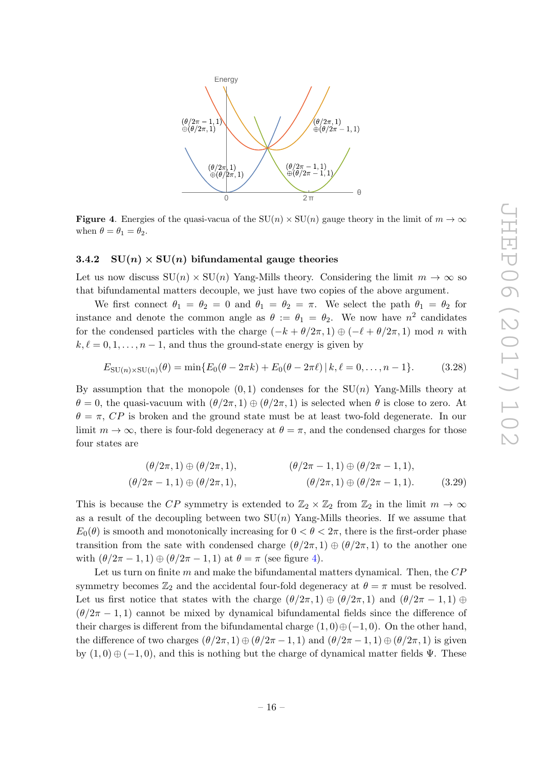**Figure 4**. Energies of the quasi-vacua of the $\mathrm{SU}(n)\times\mathrm{SU}(n)$ gauge theory in the limit of $m\to\infty$ when $\theta=\theta_1=\theta_2$.

### 3.4.2 $\mathrm{SU}(n)\times\mathrm{SU}(n)$ bifundamental gauge theories

Let us now discuss $\mathrm{SU}(n)\times\mathrm{SU}(n)$ Yang-Mills theory. Considering the limit $m\to\infty$ so that bifundamental matters decouple, we just have two copies of the above argument.

We first connect $\theta_1=\theta_2=0$ and $\theta_1=\theta_2=\pi$. We select the path $\theta_1=\theta_2$ for instance and denote the common angle as $\theta:=\theta_1=\theta_2$. We now have $n^2$ candidates for the condensed particles with the charge $(-k+\theta/2\pi,1)\oplus(-\ell+\theta/2\pi,1)$ mod $n$ with $k,\ell=0,1,\dots,n-1$, and thus the ground-state energy is given by

$$E_{\mathrm{SU}(n)\times\mathrm{SU}(n)}(\theta)=\min\{E_0(\theta-2\pi k)+E_0(\theta-2\pi\ell)\,|\,k,\ell=0,\dots,n-1\}. \tag{3.28}$$

By assumption that the monopole $(0,1)$ condenses for the $\mathrm{SU}(n)$ Yang-Mills theory at $\theta=0$, the quasi-vacuum with $(\theta/2\pi,1)\oplus(\theta/2\pi,1)$ is selected when $\theta$ is close to zero. At $\theta=\pi$, $CP$ is broken and the ground state must be at least two-fold degenerate. In our limit $m\to\infty$, there is four-fold degeneracy at $\theta=\pi$, and the condensed charges for those four states are

$$\begin{aligned}&(\theta/2\pi,1)\oplus(\theta/2\pi,1), &&(\theta/2\pi-1,1)\oplus(\theta/2\pi-1,1),\\ &(\theta/2\pi-1,1)\oplus(\theta/2\pi,1), &&(\theta/2\pi,1)\oplus(\theta/2\pi-1,1).\end{aligned} \tag{3.29}$$

This is because the $CP$ symmetry is extended to $\mathbb{Z}_2\times\mathbb{Z}_2$ from $\mathbb{Z}_2$ in the limit $m\to\infty$ as a result of the decoupling between two $\mathrm{SU}(n)$ Yang-Mills theories. If we assume that $E_0(\theta)$ is smooth and monotonically increasing for $0<\theta<2\pi$, there is the first-order phase transition from the sate with condensed charge $(\theta/2\pi,1)\oplus(\theta/2\pi,1)$ to the another one with $(\theta/2\pi-1,1)\oplus(\theta/2\pi-1,1)$ at $\theta=\pi$ (see figure 4).

Let us turn on finite $m$ and make the bifundamental matters dynamical. Then, the $CP$ symmetry becomes $\mathbb{Z}_2$ and the accidental four-fold degeneracy at $\theta=\pi$ must be resolved. Let us first notice that states with the charge $(\theta/2\pi,1)\oplus(\theta/2\pi,1)$ and $(\theta/2\pi-1,1)\oplus(\theta/2\pi-1,1)$ cannot be mixed by dynamical bifundamental fields since the difference of their charges is different from the bifundamental charge $(1,0)\oplus(-1,0)$. On the other hand, the difference of two charges $(\theta/2\pi,1)\oplus(\theta/2\pi-1,1)$ and $(\theta/2\pi-1,1)\oplus(\theta/2\pi,1)$ is given by $(1,0)\oplus(-1,0)$, and this is nothing but the charge of dynamical matter fields $\Psi$. These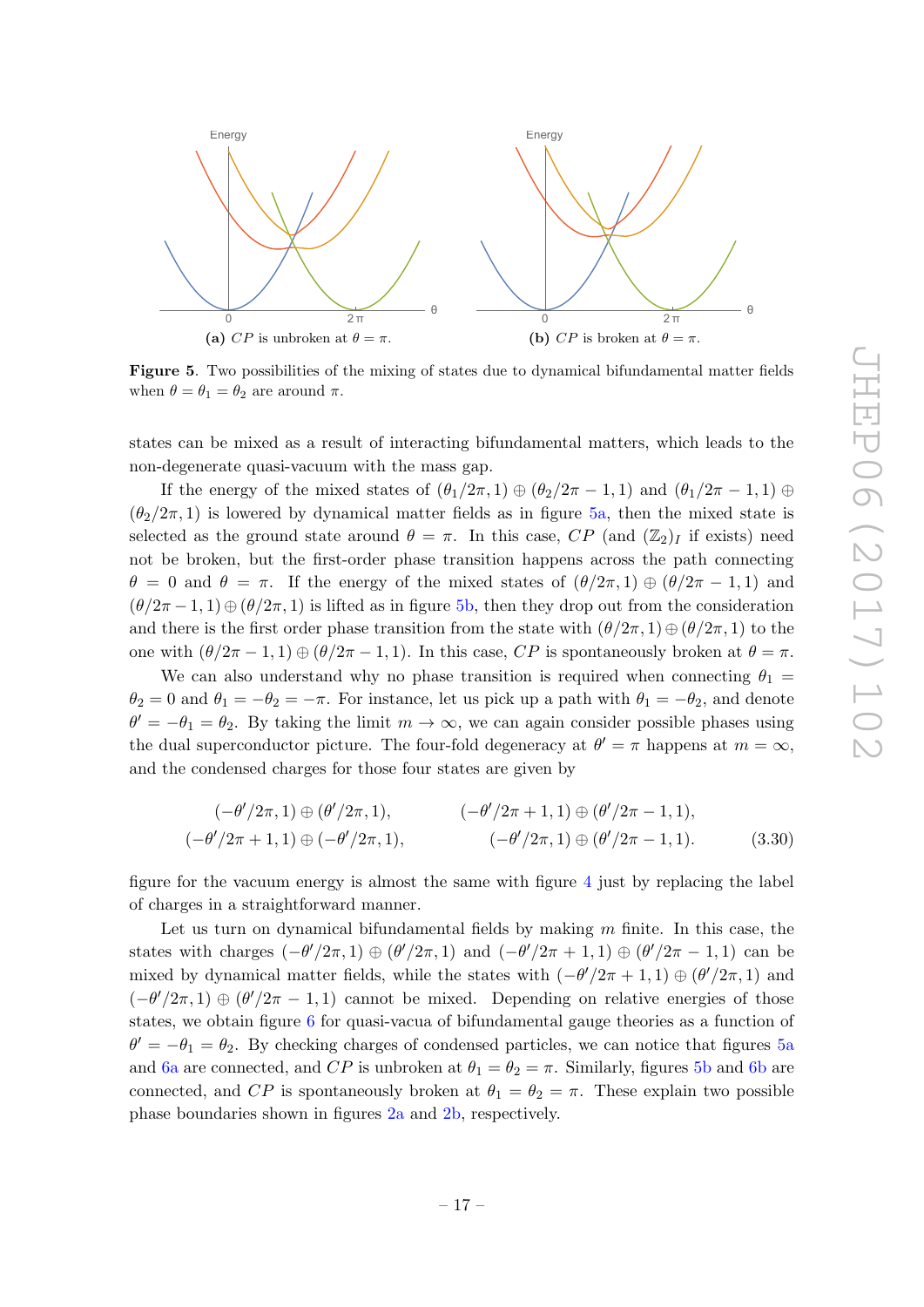**(a)** $CP$ is unbroken at $\theta = \pi$.

**(b)** $CP$ is broken at $\theta = \pi$.

**Figure 5**. Two possibilities of the mixing of states due to dynamical bifundamental matter fields when $\theta = \theta_1 = \theta_2$ are around $\pi$.

states can be mixed as a result of interacting bifundamental matters, which leads to the non-degenerate quasi-vacuum with the mass gap.

If the energy of the mixed states of $(\theta_1/2\pi, 1) \oplus (\theta_2/2\pi - 1, 1)$ and $(\theta_1/2\pi - 1, 1) \oplus (\theta_2/2\pi, 1)$ is lowered by dynamical matter fields as in figure 5a, then the mixed state is selected as the ground state around $\theta = \pi$. In this case, $CP$ (and $(\mathbb{Z}_2)_I$ if exists) need not be broken, but the first-order phase transition happens across the path connecting $\theta = 0$ and $\theta = \pi$. If the energy of the mixed states of $(\theta/2\pi, 1) \oplus (\theta/2\pi - 1, 1)$ and $(\theta/2\pi - 1, 1) \oplus (\theta/2\pi, 1)$ is lifted as in figure 5b, then they drop out from the consideration and there is the first order phase transition from the state with $(\theta/2\pi, 1) \oplus (\theta/2\pi, 1)$ to the one with $(\theta/2\pi - 1, 1) \oplus (\theta/2\pi - 1, 1)$. In this case, $CP$ is spontaneously broken at $\theta = \pi$.

We can also understand why no phase transition is required when connecting $\theta_1 = \theta_2 = 0$ and $\theta_1 = -\theta_2 = -\pi$. For instance, let us pick up a path with $\theta_1 = -\theta_2$, and denote $\theta' = -\theta_1 = \theta_2$. By taking the limit $m \to \infty$, we can again consider possible phases using the dual superconductor picture. The four-fold degeneracy at $\theta' = \pi$ happens at $m = \infty$, and the condensed charges for those four states are given by

$$
\begin{aligned}
&(-\theta'/2\pi, 1) \oplus (\theta'/2\pi, 1), \qquad && (-\theta'/2\pi + 1, 1) \oplus (\theta'/2\pi - 1, 1), \\
&(-\theta'/2\pi + 1, 1) \oplus (-\theta'/2\pi, 1), \qquad && (-\theta'/2\pi, 1) \oplus (\theta'/2\pi - 1, 1).
\end{aligned} \tag{3.30}
$$

figure for the vacuum energy is almost the same with figure 4 just by replacing the label of charges in a straightforward manner.

Let us turn on dynamical bifundamental fields by making $m$ finite. In this case, the states with charges $(-\theta'/2\pi, 1) \oplus (\theta'/2\pi, 1)$ and $(-\theta'/2\pi + 1, 1) \oplus (\theta'/2\pi - 1, 1)$ can be mixed by dynamical matter fields, while the states with $(-\theta'/2\pi + 1, 1) \oplus (\theta'/2\pi, 1)$ and $(-\theta'/2\pi, 1) \oplus (\theta'/2\pi - 1, 1)$ cannot be mixed. Depending on relative energies of those states, we obtain figure 6 for quasi-vacua of bifundamental gauge theories as a function of $\theta' = -\theta_1 = \theta_2$. By checking charges of condensed particles, we can notice that figures 5a and 6a are connected, and $CP$ is unbroken at $\theta_1 = \theta_2 = \pi$. Similarly, figures 5b and 6b are connected, and $CP$ is spontaneously broken at $\theta_1 = \theta_2 = \pi$. These explain two possible phase boundaries shown in figures 2a and 2b, respectively.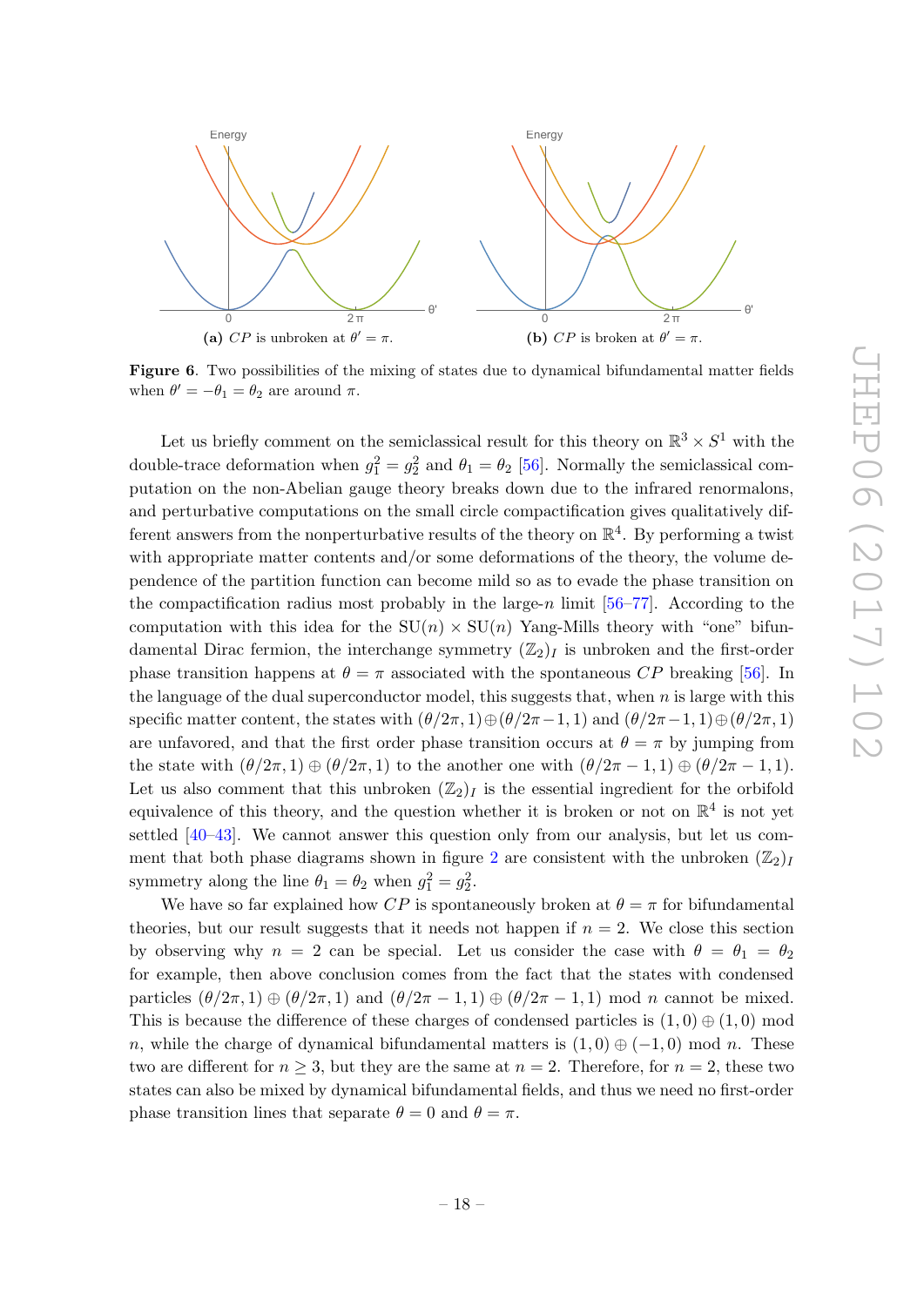(a) $CP$ is unbroken at $\theta' = \pi$.

(b) $CP$ is broken at $\theta' = \pi$.

**Figure 6**. Two possibilities of the mixing of states due to dynamical bifundamental matter fields when $\theta' = -\theta_1 = \theta_2$ are around $\pi$.

Let us briefly comment on the semiclassical result for this theory on $\mathbb{R}^3 \times S^1$ with the double-trace deformation when $g_1^2 = g_2^2$ and $\theta_1 = \theta_2$ [56]. Normally the semiclassical computation on the non-Abelian gauge theory breaks down due to the infrared renormalons, and perturbative computations on the small circle compactification gives qualitatively different answers from the nonperturbative results of the theory on $\mathbb{R}^4$. By performing a twist with appropriate matter contents and/or some deformations of the theory, the volume dependence of the partition function can become mild so as to evade the phase transition on the compactification radius most probably in the large-$n$ limit [56–77]. According to the computation with this idea for the $\mathrm{SU}(n) \times \mathrm{SU}(n)$ Yang-Mills theory with "one" bifundamental Dirac fermion, the interchange symmetry $(\mathbb{Z}_2)_I$ is unbroken and the first-order phase transition happens at $\theta = \pi$ associated with the spontaneous $CP$ breaking [56]. In the language of the dual superconductor model, this suggests that, when $n$ is large with this specific matter content, the states with $(\theta/2\pi, 1) \oplus (\theta/2\pi - 1, 1)$ and $(\theta/2\pi - 1, 1) \oplus (\theta/2\pi, 1)$ are unfavored, and that the first order phase transition occurs at $\theta = \pi$ by jumping from the state with $(\theta/2\pi, 1) \oplus (\theta/2\pi, 1)$ to the another one with $(\theta/2\pi - 1, 1) \oplus (\theta/2\pi - 1, 1)$. Let us also comment that this unbroken $(\mathbb{Z}_2)_I$ is the essential ingredient for the orbifold equivalence of this theory, and the question whether it is broken or not on $\mathbb{R}^4$ is not yet settled [40–43]. We cannot answer this question only from our analysis, but let us comment that both phase diagrams shown in figure 2 are consistent with the unbroken $(\mathbb{Z}_2)_I$ symmetry along the line $\theta_1 = \theta_2$ when $g_1^2 = g_2^2$.

We have so far explained how $CP$ is spontaneously broken at $\theta = \pi$ for bifundamental theories, but our result suggests that it needs not happen if $n = 2$. We close this section by observing why $n = 2$ can be special. Let us consider the case with $\theta = \theta_1 = \theta_2$ for example, then above conclusion comes from the fact that the states with condensed particles $(\theta/2\pi, 1) \oplus (\theta/2\pi, 1)$ and $(\theta/2\pi - 1, 1) \oplus (\theta/2\pi - 1, 1)$ mod $n$ cannot be mixed. This is because the difference of these charges of condensed particles is $(1, 0) \oplus (1, 0)$ mod $n$, while the charge of dynamical bifundamental matters is $(1, 0) \oplus (-1, 0)$ mod $n$. These two are different for $n \geq 3$, but they are the same at $n = 2$. Therefore, for $n = 2$, these two states can also be mixed by dynamical bifundamental fields, and thus we need no first-order phase transition lines that separate $\theta = 0$ and $\theta = \pi$.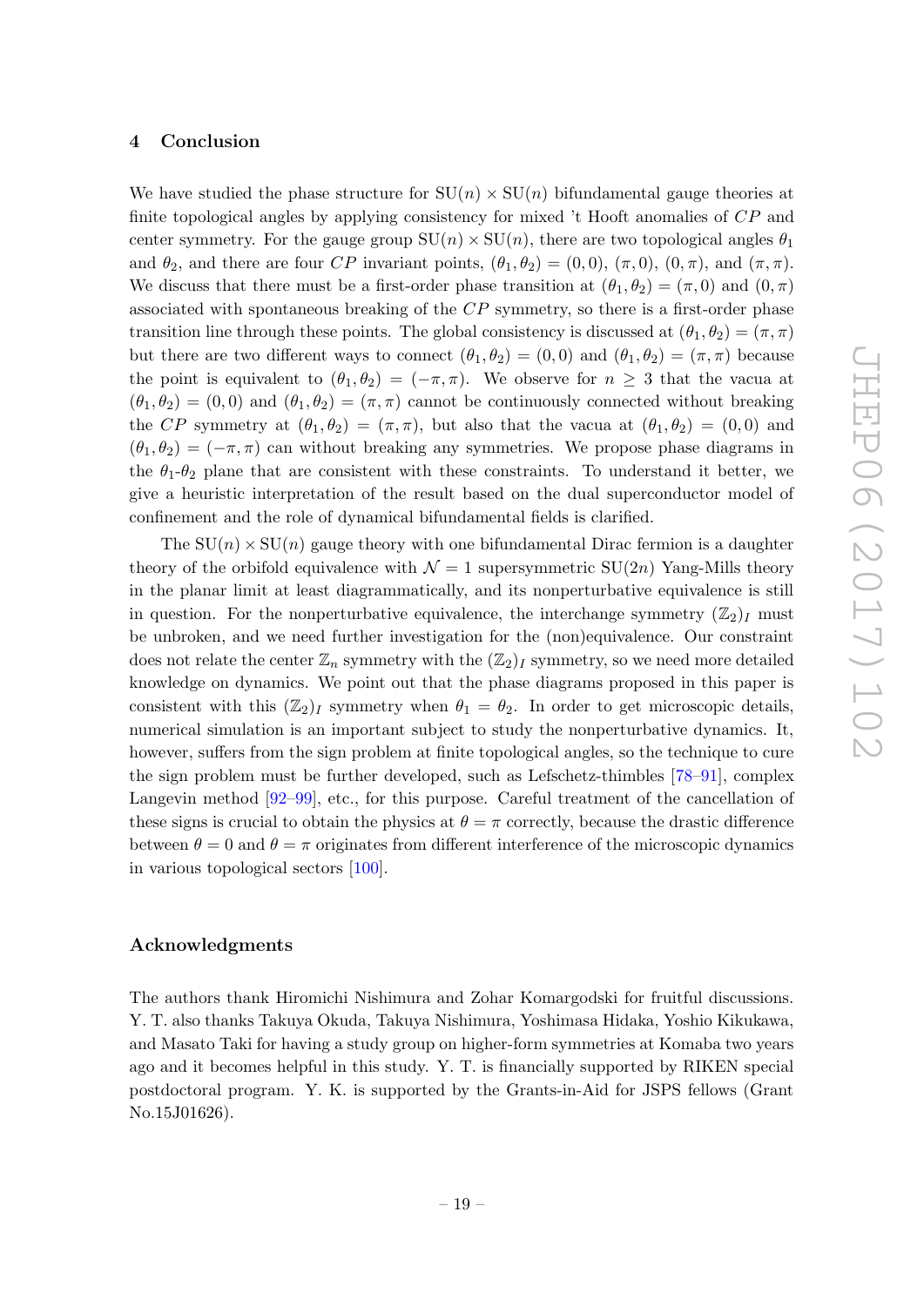## 4 Conclusion

We have studied the phase structure for $\mathrm{SU}(n) \times \mathrm{SU}(n)$ bifundamental gauge theories at finite topological angles by applying consistency for mixed 't Hooft anomalies of $CP$ and center symmetry. For the gauge group $\mathrm{SU}(n) \times \mathrm{SU}(n)$, there are two topological angles $\theta_1$ and $\theta_2$, and there are four $CP$ invariant points, $(\theta_1, \theta_2) = (0, 0)$, $(\pi, 0)$, $(0, \pi)$, and $(\pi, \pi)$. We discuss that there must be a first-order phase transition at $(\theta_1, \theta_2) = (\pi, 0)$ and $(0, \pi)$ associated with spontaneous breaking of the $CP$ symmetry, so there is a first-order phase transition line through these points. The global consistency is discussed at $(\theta_1, \theta_2) = (\pi, \pi)$ but there are two different ways to connect $(\theta_1, \theta_2) = (0, 0)$ and $(\theta_1, \theta_2) = (\pi, \pi)$ because the point is equivalent to $(\theta_1, \theta_2) = (-\pi, \pi)$. We observe for $n \geq 3$ that the vacua at $(\theta_1, \theta_2) = (0, 0)$ and $(\theta_1, \theta_2) = (\pi, \pi)$ cannot be continuously connected without breaking the $CP$ symmetry at $(\theta_1, \theta_2) = (\pi, \pi)$, but also that the vacua at $(\theta_1, \theta_2) = (0, 0)$ and $(\theta_1, \theta_2) = (-\pi, \pi)$ can without breaking any symmetries. We propose phase diagrams in the $\theta_1$-$\theta_2$ plane that are consistent with these constraints. To understand it better, we give a heuristic interpretation of the result based on the dual superconductor model of confinement and the role of dynamical bifundamental fields is clarified.

The $\mathrm{SU}(n) \times \mathrm{SU}(n)$ gauge theory with one bifundamental Dirac fermion is a daughter theory of the orbifold equivalence with $\mathcal{N} = 1$ supersymmetric $\mathrm{SU}(2n)$ Yang-Mills theory in the planar limit at least diagrammatically, and its nonperturbative equivalence is still in question. For the nonperturbative equivalence, the interchange symmetry $(\mathbb{Z}_2)_I$ must be unbroken, and we need further investigation for the (non)equivalence. Our constraint does not relate the center $\mathbb{Z}_n$ symmetry with the $(\mathbb{Z}_2)_I$ symmetry, so we need more detailed knowledge on dynamics. We point out that the phase diagrams proposed in this paper is consistent with this $(\mathbb{Z}_2)_I$ symmetry when $\theta_1 = \theta_2$. In order to get microscopic details, numerical simulation is an important subject to study the nonperturbative dynamics. It, however, suffers from the sign problem at finite topological angles, so the technique to cure the sign problem must be further developed, such as Lefschetz-thimbles [78–91], complex Langevin method [92–99], etc., for this purpose. Careful treatment of the cancellation of these signs is crucial to obtain the physics at $\theta = \pi$ correctly, because the drastic difference between $\theta = 0$ and $\theta = \pi$ originates from different interference of the microscopic dynamics in various topological sectors [100].

## Acknowledgments

The authors thank Hiromichi Nishimura and Zohar Komargodski for fruitful discussions. Y. T. also thanks Takuya Okuda, Takuya Nishimura, Yoshimasa Hidaka, Yoshio Kikukawa, and Masato Taki for having a study group on higher-form symmetries at Komaba two years ago and it becomes helpful in this study. Y. T. is financially supported by RIKEN special postdoctoral program. Y. K. is supported by the Grants-in-Aid for JSPS fellows (Grant No.15J01626).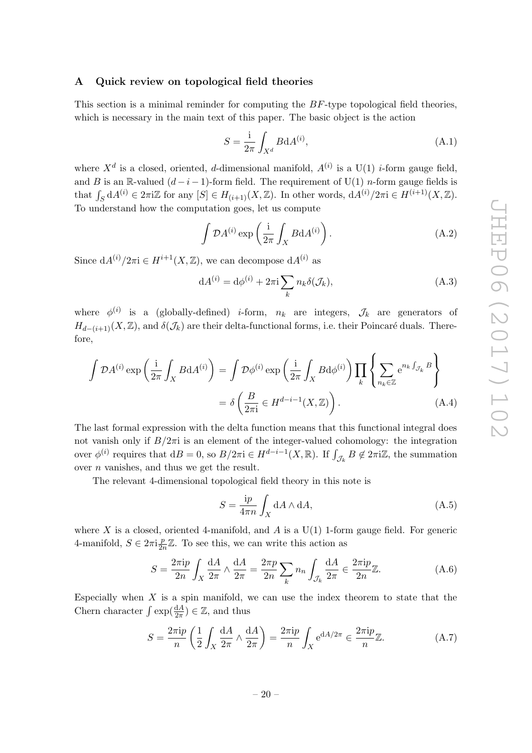## A Quick review on topological field theories

This section is a minimal reminder for computing the $BF$-type topological field theories, which is necessary in the main text of this paper. The basic object is the action

$$S = \frac{\mathrm{i}}{2\pi}\int_{X^d} B\mathrm{d}A^{(i)}, \tag{A.1}$$

where $X^d$ is a closed, oriented, $d$-dimensional manifold, $A^{(i)}$ is a U(1) $i$-form gauge field, and $B$ is an $\mathbb{R}$-valued $(d-i-1)$-form field. The requirement of U(1) $n$-form gauge fields is that $\int_S \mathrm{d}A^{(i)} \in 2\pi\mathrm{i}\mathbb{Z}$ for any $[S]\in H_{(i+1)}(X,\mathbb{Z})$. In other words, $\mathrm{d}A^{(i)}/2\pi\mathrm{i}\in H^{(i+1)}(X,\mathbb{Z})$. To understand how the computation goes, let us compute

$$\int \mathcal{D}A^{(i)} \exp\left(\frac{\mathrm{i}}{2\pi}\int_X B\mathrm{d}A^{(i)}\right). \tag{A.2}$$

Since $\mathrm{d}A^{(i)}/2\pi\mathrm{i}\in H^{i+1}(X,\mathbb{Z})$, we can decompose $\mathrm{d}A^{(i)}$ as

$$\mathrm{d}A^{(i)} = \mathrm{d}\phi^{(i)} + 2\pi\mathrm{i}\sum_k n_k \delta(\mathcal{J}_k), \tag{A.3}$$

where $\phi^{(i)}$ is a (globally-defined) $i$-form, $n_k$ are integers, $\mathcal{J}_k$ are generators of $H_{d-(i+1)}(X,\mathbb{Z})$, and $\delta(\mathcal{J}_k)$ are their delta-functional forms, i.e. their Poincaré duals. Therefore,

$$\begin{aligned}\int \mathcal{D}A^{(i)} \exp\left(\frac{\mathrm{i}}{2\pi}\int_X B\mathrm{d}A^{(i)}\right) &= \int \mathcal{D}\phi^{(i)} \exp\left(\frac{\mathrm{i}}{2\pi}\int_X B\mathrm{d}\phi^{(i)}\right)\prod_k\left\{\sum_{n_k\in\mathbb{Z}} \mathrm{e}^{n_k\int_{\mathcal{J}_k}B}\right\}\\ &= \delta\left(\frac{B}{2\pi\mathrm{i}}\in H^{d-i-1}(X,\mathbb{Z})\right).\end{aligned} \tag{A.4}$$

The last formal expression with the delta function means that this functional integral does not vanish only if $B/2\pi\mathrm{i}$ is an element of the integer-valued cohomology: the integration over $\phi^{(i)}$ requires that $\mathrm{d}B=0$, so $B/2\pi\mathrm{i}\in H^{d-i-1}(X,\mathbb{R})$. If $\int_{\mathcal{J}_k}B\notin 2\pi\mathrm{i}\mathbb{Z}$, the summation over $n$ vanishes, and thus we get the result.

The relevant 4-dimensional topological field theory in this note is

$$S = \frac{\mathrm{i}p}{4\pi n}\int_X \mathrm{d}A\wedge\mathrm{d}A, \tag{A.5}$$

where $X$ is a closed, oriented 4-manifold, and $A$ is a U(1) 1-form gauge field. For generic 4-manifold, $S\in 2\pi\mathrm{i}\frac{p}{2n}\mathbb{Z}$. To see this, we can write this action as

$$S = \frac{2\pi\mathrm{i}p}{2n}\int_X \frac{\mathrm{d}A}{2\pi}\wedge\frac{\mathrm{d}A}{2\pi} = \frac{2\pi p}{2n}\sum_k n_n\int_{\mathcal{J}_k}\frac{\mathrm{d}A}{2\pi}\in\frac{2\pi\mathrm{i}p}{2n}\mathbb{Z}. \tag{A.6}$$

Especially when $X$ is a spin manifold, we can use the index theorem to state that the Chern character $\int\exp(\frac{\mathrm{d}A}{2\pi})\in\mathbb{Z}$, and thus

$$S = \frac{2\pi\mathrm{i}p}{n}\left(\frac{1}{2}\int_X\frac{\mathrm{d}A}{2\pi}\wedge\frac{\mathrm{d}A}{2\pi}\right) = \frac{2\pi\mathrm{i}p}{n}\int_X \mathrm{e}^{\mathrm{d}A/2\pi}\in\frac{2\pi\mathrm{i}p}{n}\mathbb{Z}. \tag{A.7}$$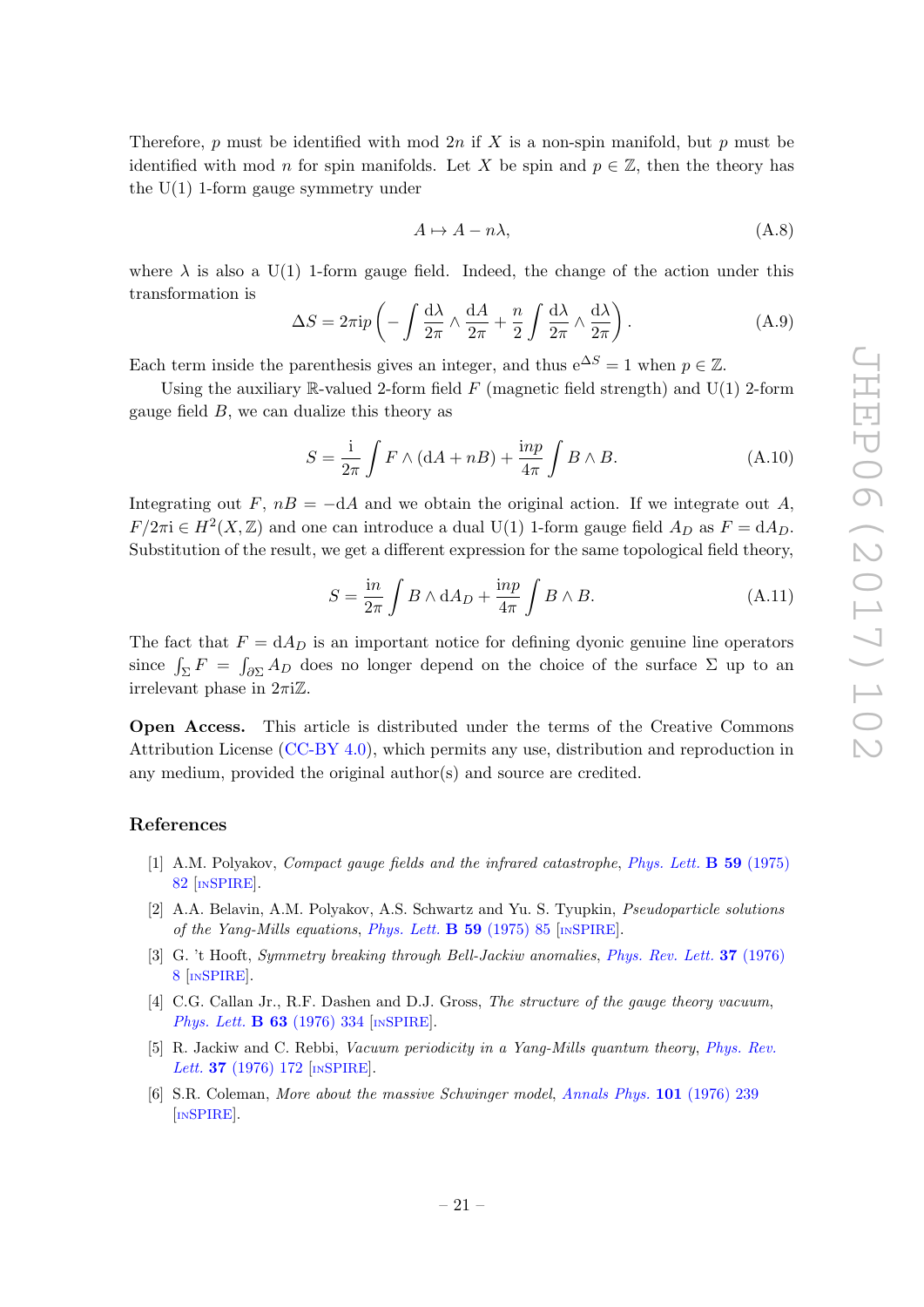Therefore, $p$ must be identified with mod $2n$ if $X$ is a non-spin manifold, but $p$ must be identified with mod $n$ for spin manifolds. Let $X$ be spin and $p \in \mathbb{Z}$, then the theory has the U(1) 1-form gauge symmetry under

$$A \mapsto A - n\lambda, \tag{A.8}$$

where $\lambda$ is also a U(1) 1-form gauge field. Indeed, the change of the action under this transformation is

$$\Delta S = 2\pi \mathrm{i} p \left( -\int \frac{\mathrm{d}\lambda}{2\pi} \wedge \frac{\mathrm{d}A}{2\pi} + \frac{n}{2} \int \frac{\mathrm{d}\lambda}{2\pi} \wedge \frac{\mathrm{d}\lambda}{2\pi} \right). \tag{A.9}$$

Each term inside the parenthesis gives an integer, and thus $\mathrm{e}^{\Delta S} = 1$ when $p \in \mathbb{Z}$.

Using the auxiliary $\mathbb{R}$-valued 2-form field $F$ (magnetic field strength) and U(1) 2-form gauge field $B$, we can dualize this theory as

$$S = \frac{\mathrm{i}}{2\pi} \int F \wedge (\mathrm{d}A + nB) + \frac{\mathrm{i}np}{4\pi} \int B \wedge B. \tag{A.10}$$

Integrating out $F$, $nB = -\mathrm{d}A$ and we obtain the original action. If we integrate out $A$, $F/2\pi\mathrm{i} \in H^2(X, \mathbb{Z})$ and one can introduce a dual U(1) 1-form gauge field $A_D$ as $F = \mathrm{d}A_D$. Substitution of the result, we get a different expression for the same topological field theory,

$$S = \frac{\mathrm{i}n}{2\pi} \int B \wedge \mathrm{d}A_D + \frac{\mathrm{i}np}{4\pi} \int B \wedge B. \tag{A.11}$$

The fact that $F = \mathrm{d}A_D$ is an important notice for defining dyonic genuine line operators since $\int_\Sigma F = \int_{\partial\Sigma} A_D$ does no longer depend on the choice of the surface $\Sigma$ up to an irrelevant phase in $2\pi\mathrm{i}\mathbb{Z}$.

**Open Access.** This article is distributed under the terms of the Creative Commons Attribution License (CC-BY 4.0), which permits any use, distribution and reproduction in any medium, provided the original author(s) and source are credited.

## References

[1] A.M. Polyakov, *Compact gauge fields and the infrared catastrophe*, *Phys. Lett.* **B 59** (1975) 82 [INSPIRE].

[2] A.A. Belavin, A.M. Polyakov, A.S. Schwartz and Yu. S. Tyupkin, *Pseudoparticle solutions of the Yang-Mills equations*, *Phys. Lett.* **B 59** (1975) 85 [INSPIRE].

[3] G. 't Hooft, *Symmetry breaking through Bell-Jackiw anomalies*, *Phys. Rev. Lett.* **37** (1976) 8 [INSPIRE].

[4] C.G. Callan Jr., R.F. Dashen and D.J. Gross, *The structure of the gauge theory vacuum*, *Phys. Lett.* **B 63** (1976) 334 [INSPIRE].

[5] R. Jackiw and C. Rebbi, *Vacuum periodicity in a Yang-Mills quantum theory*, *Phys. Rev. Lett.* **37** (1976) 172 [INSPIRE].

[6] S.R. Coleman, *More about the massive Schwinger model*, *Annals Phys.* **101** (1976) 239 [INSPIRE].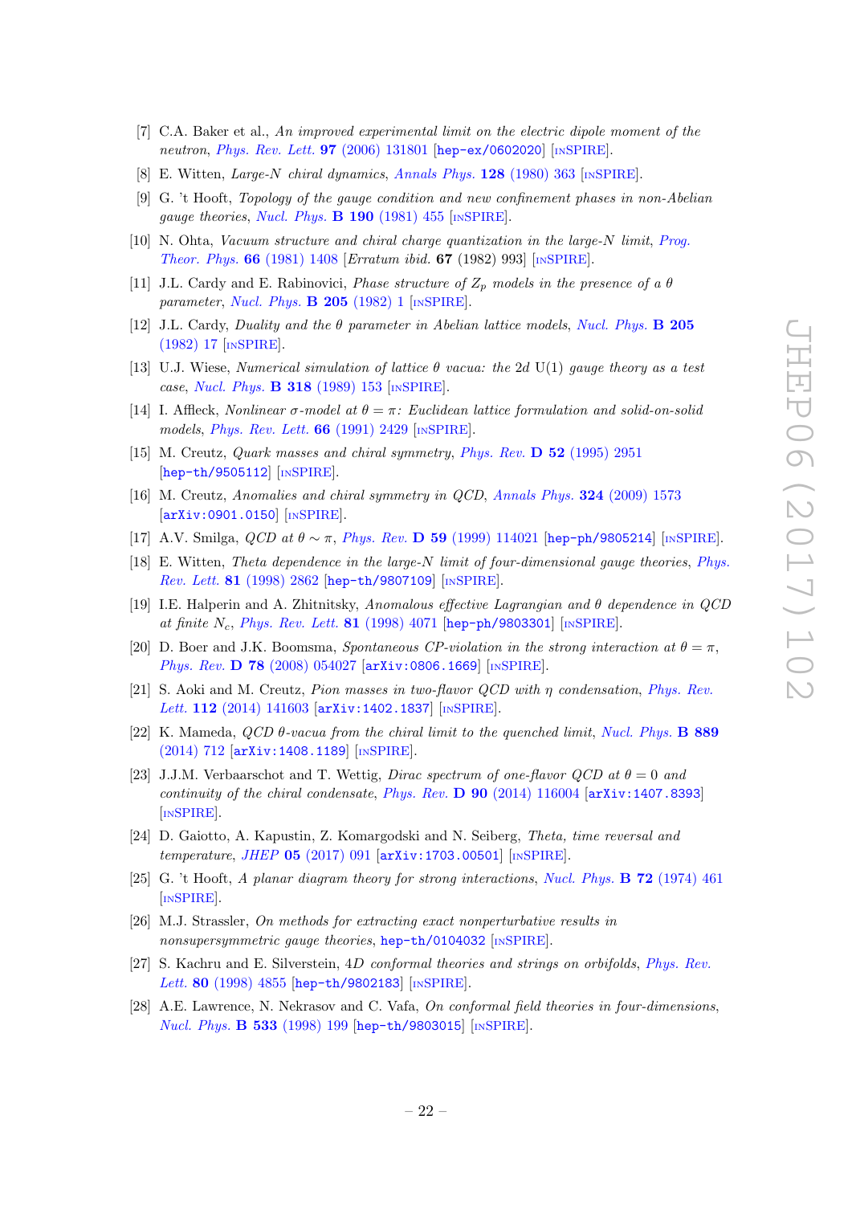- [7] C.A. Baker et al., *An improved experimental limit on the electric dipole moment of the neutron*, Phys. Rev. Lett. **97** (2006) 131801 [hep-ex/0602020] [INSPIRE].
- [8] E. Witten, *Large-N chiral dynamics*, Annals Phys. **128** (1980) 363 [INSPIRE].
- [9] G. 't Hooft, *Topology of the gauge condition and new confinement phases in non-Abelian gauge theories*, Nucl. Phys. **B 190** (1981) 455 [INSPIRE].
- [10] N. Ohta, *Vacuum structure and chiral charge quantization in the large-N limit*, Prog. Theor. Phys. **66** (1981) 1408 [*Erratum ibid.* **67** (1982) 993] [INSPIRE].
- [11] J.L. Cardy and E. Rabinovici, *Phase structure of $Z_p$ models in the presence of a $\theta$ parameter*, Nucl. Phys. **B 205** (1982) 1 [INSPIRE].
- [12] J.L. Cardy, *Duality and the $\theta$ parameter in Abelian lattice models*, Nucl. Phys. **B 205** (1982) 17 [INSPIRE].
- [13] U.J. Wiese, *Numerical simulation of lattice $\theta$ vacua: the 2d U(1) gauge theory as a test case*, Nucl. Phys. **B 318** (1989) 153 [INSPIRE].
- [14] I. Affleck, *Nonlinear $\sigma$-model at $\theta = \pi$: Euclidean lattice formulation and solid-on-solid models*, Phys. Rev. Lett. **66** (1991) 2429 [INSPIRE].
- [15] M. Creutz, *Quark masses and chiral symmetry*, Phys. Rev. **D 52** (1995) 2951 [hep-th/9505112] [INSPIRE].
- [16] M. Creutz, *Anomalies and chiral symmetry in QCD*, Annals Phys. **324** (2009) 1573 [arXiv:0901.0150] [INSPIRE].
- [17] A.V. Smilga, *QCD at $\theta \sim \pi$*, Phys. Rev. **D 59** (1999) 114021 [hep-ph/9805214] [INSPIRE].
- [18] E. Witten, *Theta dependence in the large-N limit of four-dimensional gauge theories*, Phys. Rev. Lett. **81** (1998) 2862 [hep-th/9807109] [INSPIRE].
- [19] I.E. Halperin and A. Zhitnitsky, *Anomalous effective Lagrangian and $\theta$ dependence in QCD at finite $N_c$*, Phys. Rev. Lett. **81** (1998) 4071 [hep-ph/9803301] [INSPIRE].
- [20] D. Boer and J.K. Boomsma, *Spontaneous CP-violation in the strong interaction at $\theta = \pi$*, Phys. Rev. **D 78** (2008) 054027 [arXiv:0806.1669] [INSPIRE].
- [21] S. Aoki and M. Creutz, *Pion masses in two-flavor QCD with $\eta$ condensation*, Phys. Rev. Lett. **112** (2014) 141603 [arXiv:1402.1837] [INSPIRE].
- [22] K. Mameda, *QCD $\theta$-vacua from the chiral limit to the quenched limit*, Nucl. Phys. **B 889** (2014) 712 [arXiv:1408.1189] [INSPIRE].
- [23] J.J.M. Verbaarschot and T. Wettig, *Dirac spectrum of one-flavor QCD at $\theta = 0$ and continuity of the chiral condensate*, Phys. Rev. **D 90** (2014) 116004 [arXiv:1407.8393] [INSPIRE].
- [24] D. Gaiotto, A. Kapustin, Z. Komargodski and N. Seiberg, *Theta, time reversal and temperature*, JHEP **05** (2017) 091 [arXiv:1703.00501] [INSPIRE].
- [25] G. 't Hooft, *A planar diagram theory for strong interactions*, Nucl. Phys. **B 72** (1974) 461 [INSPIRE].
- [26] M.J. Strassler, *On methods for extracting exact nonperturbative results in nonsupersymmetric gauge theories*, hep-th/0104032 [INSPIRE].
- [27] S. Kachru and E. Silverstein, *4D conformal theories and strings on orbifolds*, Phys. Rev. Lett. **80** (1998) 4855 [hep-th/9802183] [INSPIRE].
- [28] A.E. Lawrence, N. Nekrasov and C. Vafa, *On conformal field theories in four-dimensions*, Nucl. Phys. **B 533** (1998) 199 [hep-th/9803015] [INSPIRE].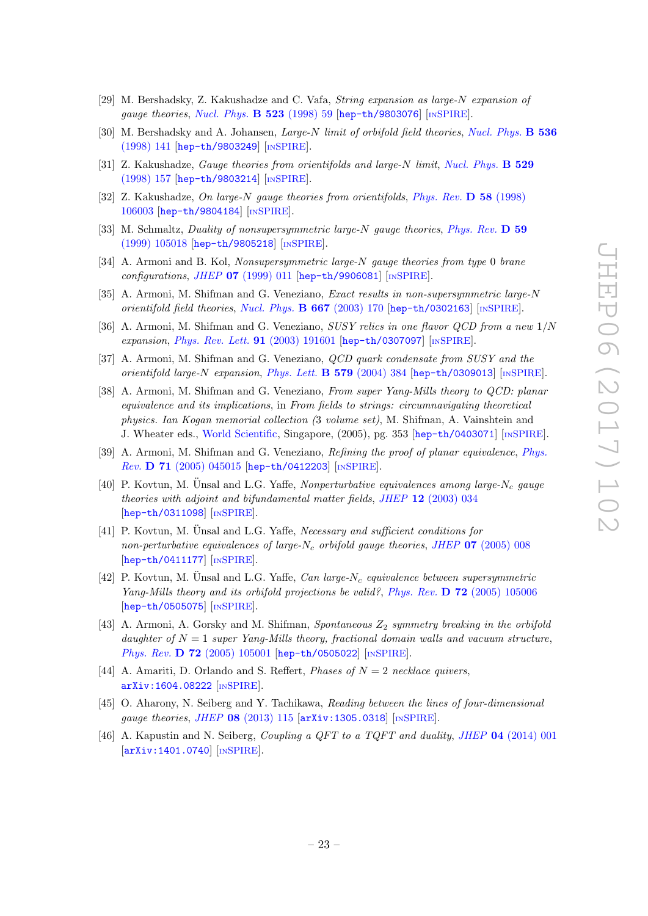[29] M. Bershadsky, Z. Kakushadze and C. Vafa, *String expansion as large-N expansion of gauge theories*, *Nucl. Phys.* **B 523** (1998) 59 [hep-th/9803076] [INSPIRE].

[30] M. Bershadsky and A. Johansen, *Large-N limit of orbifold field theories*, *Nucl. Phys.* **B 536** (1998) 141 [hep-th/9803249] [INSPIRE].

[31] Z. Kakushadze, *Gauge theories from orientifolds and large-N limit*, *Nucl. Phys.* **B 529** (1998) 157 [hep-th/9803214] [INSPIRE].

[32] Z. Kakushadze, *On large-N gauge theories from orientifolds*, *Phys. Rev.* **D 58** (1998) 106003 [hep-th/9804184] [INSPIRE].

[33] M. Schmaltz, *Duality of nonsupersymmetric large-N gauge theories*, *Phys. Rev.* **D 59** (1999) 105018 [hep-th/9805218] [INSPIRE].

[34] A. Armoni and B. Kol, *Nonsupersymmetric large-N gauge theories from type 0 brane configurations*, *JHEP* **07** (1999) 011 [hep-th/9906081] [INSPIRE].

[35] A. Armoni, M. Shifman and G. Veneziano, *Exact results in non-supersymmetric large-N orientifold field theories*, *Nucl. Phys.* **B 667** (2003) 170 [hep-th/0302163] [INSPIRE].

[36] A. Armoni, M. Shifman and G. Veneziano, *SUSY relics in one flavor QCD from a new 1/N expansion*, *Phys. Rev. Lett.* **91** (2003) 191601 [hep-th/0307097] [INSPIRE].

[37] A. Armoni, M. Shifman and G. Veneziano, *QCD quark condensate from SUSY and the orientifold large-N expansion*, *Phys. Lett.* **B 579** (2004) 384 [hep-th/0309013] [INSPIRE].

[38] A. Armoni, M. Shifman and G. Veneziano, *From super Yang-Mills theory to QCD: planar equivalence and its implications*, in *From fields to strings: circumnavigating theoretical physics. Ian Kogan memorial collection (3 volume set)*, M. Shifman, A. Vainshtein and J. Wheater eds., World Scientific, Singapore, (2005), pg. 353 [hep-th/0403071] [INSPIRE].

[39] A. Armoni, M. Shifman and G. Veneziano, *Refining the proof of planar equivalence*, *Phys. Rev.* **D 71** (2005) 045015 [hep-th/0412203] [INSPIRE].

[40] P. Kovtun, M. Ünsal and L.G. Yaffe, *Nonperturbative equivalences among large-$N_c$ gauge theories with adjoint and bifundamental matter fields*, *JHEP* **12** (2003) 034 [hep-th/0311098] [INSPIRE].

[41] P. Kovtun, M. Ünsal and L.G. Yaffe, *Necessary and sufficient conditions for non-perturbative equivalences of large-$N_c$ orbifold gauge theories*, *JHEP* **07** (2005) 008 [hep-th/0411177] [INSPIRE].

[42] P. Kovtun, M. Ünsal and L.G. Yaffe, *Can large-$N_c$ equivalence between supersymmetric Yang-Mills theory and its orbifold projections be valid?*, *Phys. Rev.* **D 72** (2005) 105006 [hep-th/0505075] [INSPIRE].

[43] A. Armoni, A. Gorsky and M. Shifman, *Spontaneous $Z_2$ symmetry breaking in the orbifold daughter of $N = 1$ super Yang-Mills theory, fractional domain walls and vacuum structure*, *Phys. Rev.* **D 72** (2005) 105001 [hep-th/0505022] [INSPIRE].

[44] A. Amariti, D. Orlando and S. Reffert, *Phases of $N = 2$ necklace quivers*, arXiv:1604.08222 [INSPIRE].

[45] O. Aharony, N. Seiberg and Y. Tachikawa, *Reading between the lines of four-dimensional gauge theories*, *JHEP* **08** (2013) 115 [arXiv:1305.0318] [INSPIRE].

[46] A. Kapustin and N. Seiberg, *Coupling a QFT to a TQFT and duality*, *JHEP* **04** (2014) 001 [arXiv:1401.0740] [INSPIRE].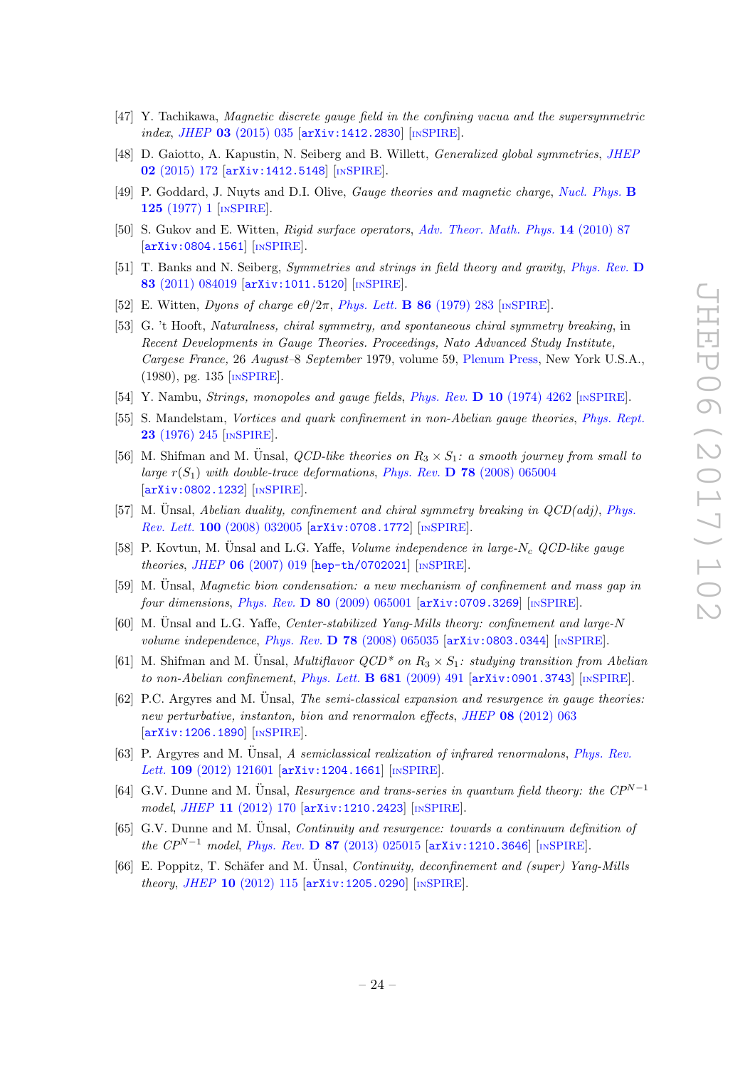[47] Y. Tachikawa, *Magnetic discrete gauge field in the confining vacua and the supersymmetric index*, JHEP **03** (2015) 035 [arXiv:1412.2830] [INSPIRE].

[48] D. Gaiotto, A. Kapustin, N. Seiberg and B. Willett, *Generalized global symmetries*, JHEP **02** (2015) 172 [arXiv:1412.5148] [INSPIRE].

[49] P. Goddard, J. Nuyts and D.I. Olive, *Gauge theories and magnetic charge*, Nucl. Phys. **B 125** (1977) 1 [INSPIRE].

[50] S. Gukov and E. Witten, *Rigid surface operators*, Adv. Theor. Math. Phys. **14** (2010) 87 [arXiv:0804.1561] [INSPIRE].

[51] T. Banks and N. Seiberg, *Symmetries and strings in field theory and gravity*, Phys. Rev. **D 83** (2011) 084019 [arXiv:1011.5120] [INSPIRE].

[52] E. Witten, *Dyons of charge $e\theta/2\pi$*, Phys. Lett. **B 86** (1979) 283 [INSPIRE].

[53] G. 't Hooft, *Naturalness, chiral symmetry, and spontaneous chiral symmetry breaking*, in *Recent Developments in Gauge Theories. Proceedings, Nato Advanced Study Institute, Cargese France, 26 August–8 September* 1979, volume 59, Plenum Press, New York U.S.A., (1980), pg. 135 [INSPIRE].

[54] Y. Nambu, *Strings, monopoles and gauge fields*, Phys. Rev. **D 10** (1974) 4262 [INSPIRE].

[55] S. Mandelstam, *Vortices and quark confinement in non-Abelian gauge theories*, Phys. Rept. **23** (1976) 245 [INSPIRE].

[56] M. Shifman and M. Ünsal, *QCD-like theories on $R_3 \times S_1$: a smooth journey from small to large $r(S_1)$ with double-trace deformations*, Phys. Rev. **D 78** (2008) 065004 [arXiv:0802.1232] [INSPIRE].

[57] M. Ünsal, *Abelian duality, confinement and chiral symmetry breaking in QCD(adj)*, Phys. Rev. Lett. **100** (2008) 032005 [arXiv:0708.1772] [INSPIRE].

[58] P. Kovtun, M. Ünsal and L.G. Yaffe, *Volume independence in large-$N_c$ QCD-like gauge theories*, JHEP **06** (2007) 019 [hep-th/0702021] [INSPIRE].

[59] M. Ünsal, *Magnetic bion condensation: a new mechanism of confinement and mass gap in four dimensions*, Phys. Rev. **D 80** (2009) 065001 [arXiv:0709.3269] [INSPIRE].

[60] M. Ünsal and L.G. Yaffe, *Center-stabilized Yang-Mills theory: confinement and large-N volume independence*, Phys. Rev. **D 78** (2008) 065035 [arXiv:0803.0344] [INSPIRE].

[61] M. Shifman and M. Ünsal, *Multiflavor QCD* on $R_3 \times S_1$: studying transition from Abelian to non-Abelian confinement*, Phys. Lett. **B 681** (2009) 491 [arXiv:0901.3743] [INSPIRE].

[62] P.C. Argyres and M. Ünsal, *The semi-classical expansion and resurgence in gauge theories: new perturbative, instanton, bion and renormalon effects*, JHEP **08** (2012) 063 [arXiv:1206.1890] [INSPIRE].

[63] P. Argyres and M. Ünsal, *A semiclassical realization of infrared renormalons*, Phys. Rev. Lett. **109** (2012) 121601 [arXiv:1204.1661] [INSPIRE].

[64] G.V. Dunne and M. Ünsal, *Resurgence and trans-series in quantum field theory: the $CP^{N-1}$ model*, JHEP **11** (2012) 170 [arXiv:1210.2423] [INSPIRE].

[65] G.V. Dunne and M. Ünsal, *Continuity and resurgence: towards a continuum definition of the $CP^{N-1}$ model*, Phys. Rev. **D 87** (2013) 025015 [arXiv:1210.3646] [INSPIRE].

[66] E. Poppitz, T. Schäfer and M. Ünsal, *Continuity, deconfinement and (super) Yang-Mills theory*, JHEP **10** (2012) 115 [arXiv:1205.0290] [INSPIRE].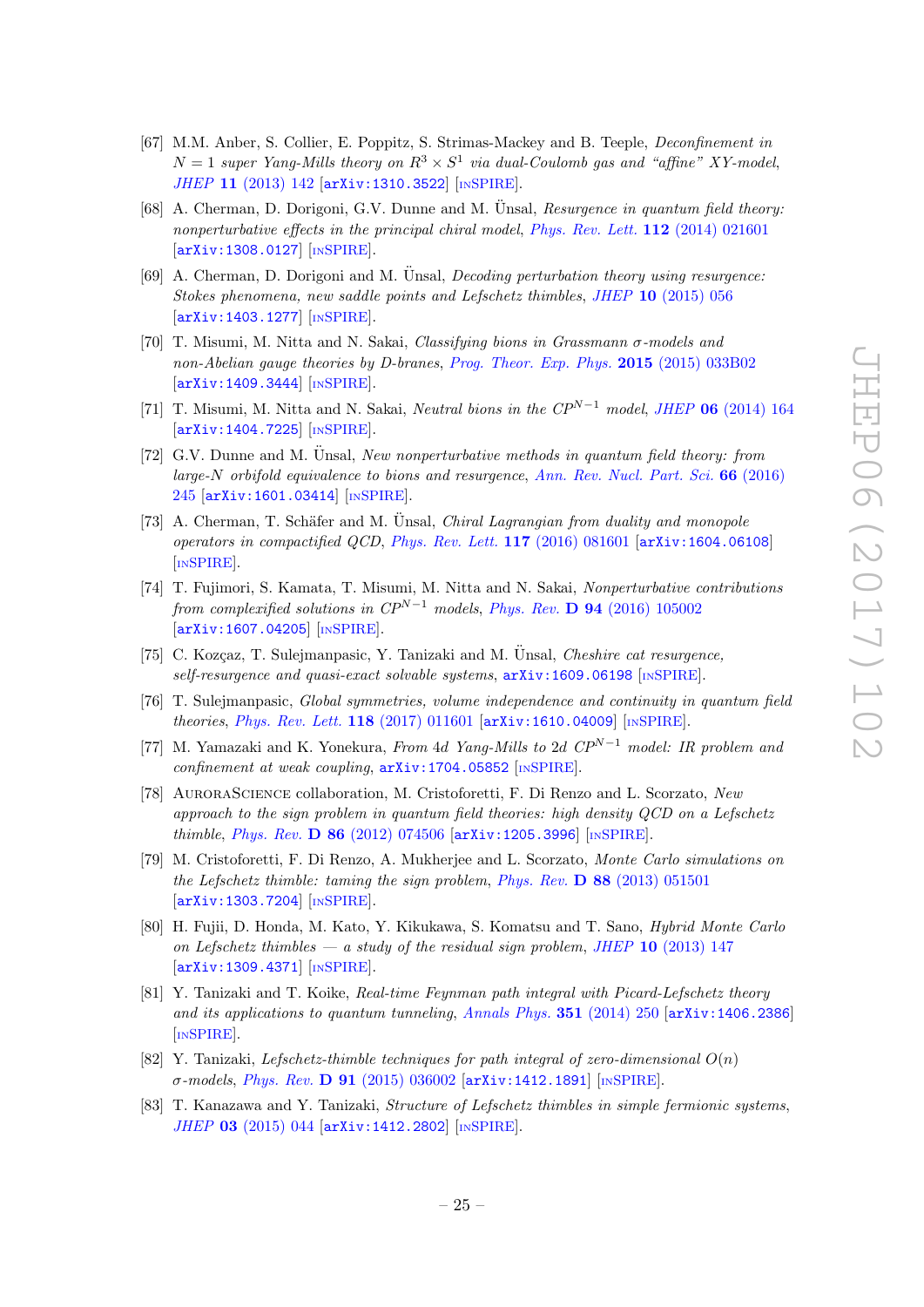- [67] M.M. Anber, S. Collier, E. Poppitz, S. Strimas-Mackey and B. Teeple, *Deconfinement in $N = 1$ super Yang-Mills theory on $R^3 \times S^1$ via dual-Coulomb gas and "affine" XY-model*, *JHEP* **11** (2013) 142 [arXiv:1310.3522] [INSPIRE].
- [68] A. Cherman, D. Dorigoni, G.V. Dunne and M. Ünsal, *Resurgence in quantum field theory: nonperturbative effects in the principal chiral model*, *Phys. Rev. Lett.* **112** (2014) 021601 [arXiv:1308.0127] [INSPIRE].
- [69] A. Cherman, D. Dorigoni and M. Ünsal, *Decoding perturbation theory using resurgence: Stokes phenomena, new saddle points and Lefschetz thimbles*, *JHEP* **10** (2015) 056 [arXiv:1403.1277] [INSPIRE].
- [70] T. Misumi, M. Nitta and N. Sakai, *Classifying bions in Grassmann σ-models and non-Abelian gauge theories by D-branes*, *Prog. Theor. Exp. Phys.* **2015** (2015) 033B02 [arXiv:1409.3444] [INSPIRE].
- [71] T. Misumi, M. Nitta and N. Sakai, *Neutral bions in the $CP^{N-1}$ model*, *JHEP* **06** (2014) 164 [arXiv:1404.7225] [INSPIRE].
- [72] G.V. Dunne and M. Ünsal, *New nonperturbative methods in quantum field theory: from large-N orbifold equivalence to bions and resurgence*, *Ann. Rev. Nucl. Part. Sci.* **66** (2016) 245 [arXiv:1601.03414] [INSPIRE].
- [73] A. Cherman, T. Schäfer and M. Ünsal, *Chiral Lagrangian from duality and monopole operators in compactified QCD*, *Phys. Rev. Lett.* **117** (2016) 081601 [arXiv:1604.06108] [INSPIRE].
- [74] T. Fujimori, S. Kamata, T. Misumi, M. Nitta and N. Sakai, *Nonperturbative contributions from complexified solutions in $CP^{N-1}$ models*, *Phys. Rev.* **D 94** (2016) 105002 [arXiv:1607.04205] [INSPIRE].
- [75] C. Kozçaz, T. Sulejmanpasic, Y. Tanizaki and M. Ünsal, *Cheshire cat resurgence, self-resurgence and quasi-exact solvable systems*, arXiv:1609.06198 [INSPIRE].
- [76] T. Sulejmanpasic, *Global symmetries, volume independence and continuity in quantum field theories*, *Phys. Rev. Lett.* **118** (2017) 011601 [arXiv:1610.04009] [INSPIRE].
- [77] M. Yamazaki and K. Yonekura, *From 4d Yang-Mills to 2d $CP^{N-1}$ model: IR problem and confinement at weak coupling*, arXiv:1704.05852 [INSPIRE].
- [78] AuroraScience collaboration, M. Cristoforetti, F. Di Renzo and L. Scorzato, *New approach to the sign problem in quantum field theories: high density QCD on a Lefschetz thimble*, *Phys. Rev.* **D 86** (2012) 074506 [arXiv:1205.3996] [INSPIRE].
- [79] M. Cristoforetti, F. Di Renzo, A. Mukherjee and L. Scorzato, *Monte Carlo simulations on the Lefschetz thimble: taming the sign problem*, *Phys. Rev.* **D 88** (2013) 051501 [arXiv:1303.7204] [INSPIRE].
- [80] H. Fujii, D. Honda, M. Kato, Y. Kikukawa, S. Komatsu and T. Sano, *Hybrid Monte Carlo on Lefschetz thimbles — a study of the residual sign problem*, *JHEP* **10** (2013) 147 [arXiv:1309.4371] [INSPIRE].
- [81] Y. Tanizaki and T. Koike, *Real-time Feynman path integral with Picard-Lefschetz theory and its applications to quantum tunneling*, *Annals Phys.* **351** (2014) 250 [arXiv:1406.2386] [INSPIRE].
- [82] Y. Tanizaki, *Lefschetz-thimble techniques for path integral of zero-dimensional $O(n)$ σ-models*, *Phys. Rev.* **D 91** (2015) 036002 [arXiv:1412.1891] [INSPIRE].
- [83] T. Kanazawa and Y. Tanizaki, *Structure of Lefschetz thimbles in simple fermionic systems*, *JHEP* **03** (2015) 044 [arXiv:1412.2802] [INSPIRE].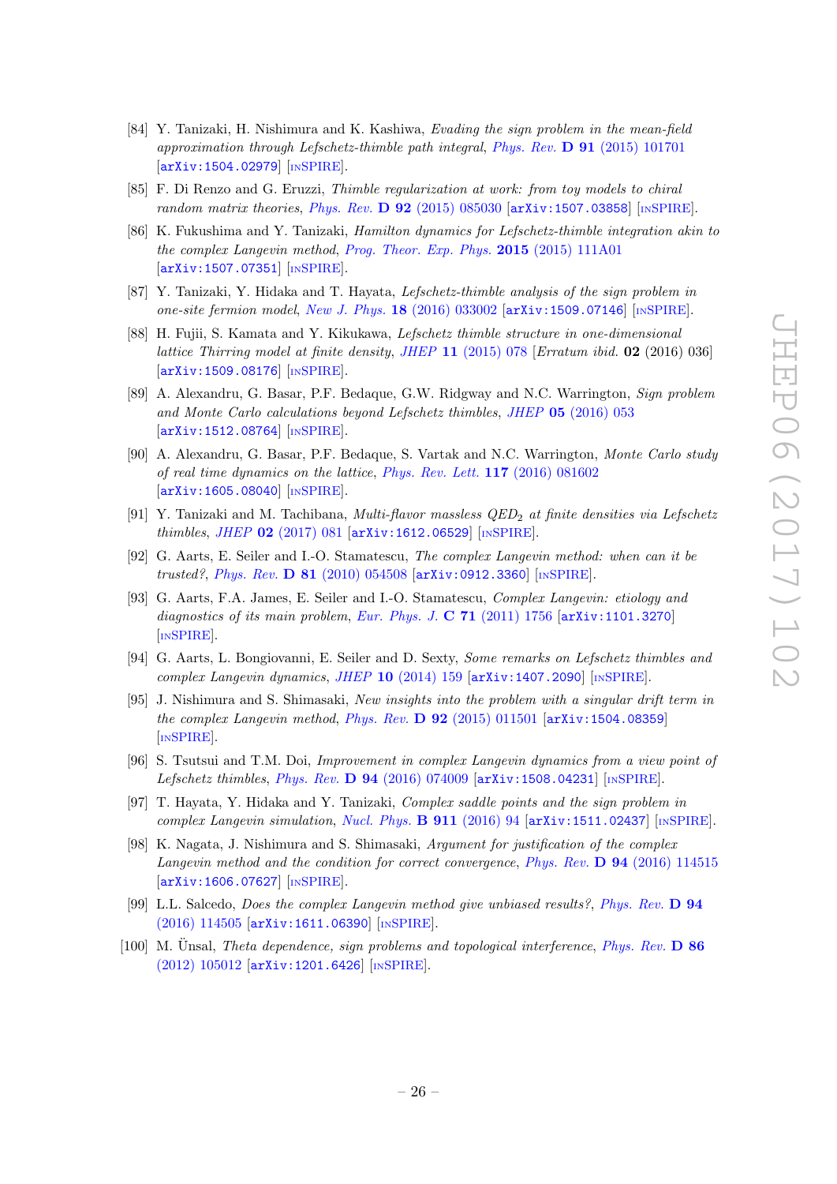- [84] Y. Tanizaki, H. Nishimura and K. Kashiwa, *Evading the sign problem in the mean-field approximation through Lefschetz-thimble path integral*, Phys. Rev. **D 91** (2015) 101701 [arXiv:1504.02979] [INSPIRE].
- [85] F. Di Renzo and G. Eruzzi, *Thimble regularization at work: from toy models to chiral random matrix theories*, Phys. Rev. **D 92** (2015) 085030 [arXiv:1507.03858] [INSPIRE].
- [86] K. Fukushima and Y. Tanizaki, *Hamilton dynamics for Lefschetz-thimble integration akin to the complex Langevin method*, Prog. Theor. Exp. Phys. **2015** (2015) 111A01 [arXiv:1507.07351] [INSPIRE].
- [87] Y. Tanizaki, Y. Hidaka and T. Hayata, *Lefschetz-thimble analysis of the sign problem in one-site fermion model*, New J. Phys. **18** (2016) 033002 [arXiv:1509.07146] [INSPIRE].
- [88] H. Fujii, S. Kamata and Y. Kikukawa, *Lefschetz thimble structure in one-dimensional lattice Thirring model at finite density*, JHEP **11** (2015) 078 [*Erratum ibid.* **02** (2016) 036] [arXiv:1509.08176] [INSPIRE].
- [89] A. Alexandru, G. Basar, P.F. Bedaque, G.W. Ridgway and N.C. Warrington, *Sign problem and Monte Carlo calculations beyond Lefschetz thimbles*, JHEP **05** (2016) 053 [arXiv:1512.08764] [INSPIRE].
- [90] A. Alexandru, G. Basar, P.F. Bedaque, S. Vartak and N.C. Warrington, *Monte Carlo study of real time dynamics on the lattice*, Phys. Rev. Lett. **117** (2016) 081602 [arXiv:1605.08040] [INSPIRE].
- [91] Y. Tanizaki and M. Tachibana, *Multi-flavor massless QED$_2$ at finite densities via Lefschetz thimbles*, JHEP **02** (2017) 081 [arXiv:1612.06529] [INSPIRE].
- [92] G. Aarts, E. Seiler and I.-O. Stamatescu, *The complex Langevin method: when can it be trusted?*, Phys. Rev. **D 81** (2010) 054508 [arXiv:0912.3360] [INSPIRE].
- [93] G. Aarts, F.A. James, E. Seiler and I.-O. Stamatescu, *Complex Langevin: etiology and diagnostics of its main problem*, Eur. Phys. J. **C 71** (2011) 1756 [arXiv:1101.3270] [INSPIRE].
- [94] G. Aarts, L. Bongiovanni, E. Seiler and D. Sexty, *Some remarks on Lefschetz thimbles and complex Langevin dynamics*, JHEP **10** (2014) 159 [arXiv:1407.2090] [INSPIRE].
- [95] J. Nishimura and S. Shimasaki, *New insights into the problem with a singular drift term in the complex Langevin method*, Phys. Rev. **D 92** (2015) 011501 [arXiv:1504.08359] [INSPIRE].
- [96] S. Tsutsui and T.M. Doi, *Improvement in complex Langevin dynamics from a view point of Lefschetz thimbles*, Phys. Rev. **D 94** (2016) 074009 [arXiv:1508.04231] [INSPIRE].
- [97] T. Hayata, Y. Hidaka and Y. Tanizaki, *Complex saddle points and the sign problem in complex Langevin simulation*, Nucl. Phys. **B 911** (2016) 94 [arXiv:1511.02437] [INSPIRE].
- [98] K. Nagata, J. Nishimura and S. Shimasaki, *Argument for justification of the complex Langevin method and the condition for correct convergence*, Phys. Rev. **D 94** (2016) 114515 [arXiv:1606.07627] [INSPIRE].
- [99] L.L. Salcedo, *Does the complex Langevin method give unbiased results?*, Phys. Rev. **D 94** (2016) 114505 [arXiv:1611.06390] [INSPIRE].
- [100] M. Ünsal, *Theta dependence, sign problems and topological interference*, Phys. Rev. **D 86** (2012) 105012 [arXiv:1201.6426] [INSPIRE].